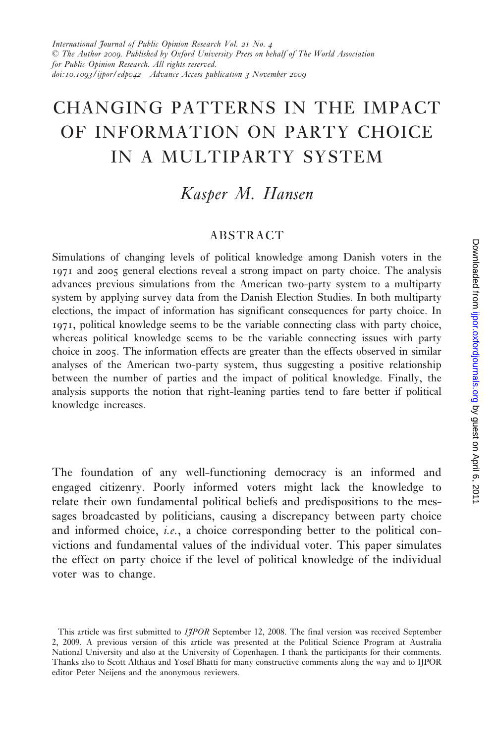# CHANGING PATTERNS IN THE IMPACT OF INFORMATION ON PARTY CHOICE IN A MULTIPARTY SYSTEM

## *Kasper M. Hansen*

### ABSTRACT

Simulations of changing levels of political knowledge among Danish voters in the 1971 and 2005 general elections reveal a strong impact on party choice. The analysis advances previous simulations from the American two-party system to a multiparty system by applying survey data from the Danish Election Studies. In both multiparty elections, the impact of information has significant consequences for party choice. In 1971, political knowledge seems to be the variable connecting class with party choice, whereas political knowledge seems to be the variable connecting issues with party choice in 2005. The information effects are greater than the effects observed in similar analyses of the American two-party system, thus suggesting a positive relationship between the number of parties and the impact of political knowledge. Finally, the analysis supports the notion that right-leaning parties tend to fare better if political knowledge increases.

The foundation of any well-functioning democracy is an informed and engaged citizenry. Poorly informed voters might lack the knowledge to relate their own fundamental political beliefs and predispositions to the messages broadcasted by politicians, causing a discrepancy between party choice and informed choice, *i.e.*, a choice corresponding better to the political convictions and fundamental values of the individual voter. This paper simulates the effect on party choice if the level of political knowledge of the individual voter was to change.

This article was first submitted to *IJPOR* September 12, 2008. The final version was received September 2, 2009. A previous version of this article was presented at the Political Science Program at Australia National University and also at the University of Copenhagen. I thank the participants for their comments. Thanks also to Scott Althaus and Yosef Bhatti for many constructive comments along the way and to IJPOR editor Peter Neijens and the anonymous reviewers.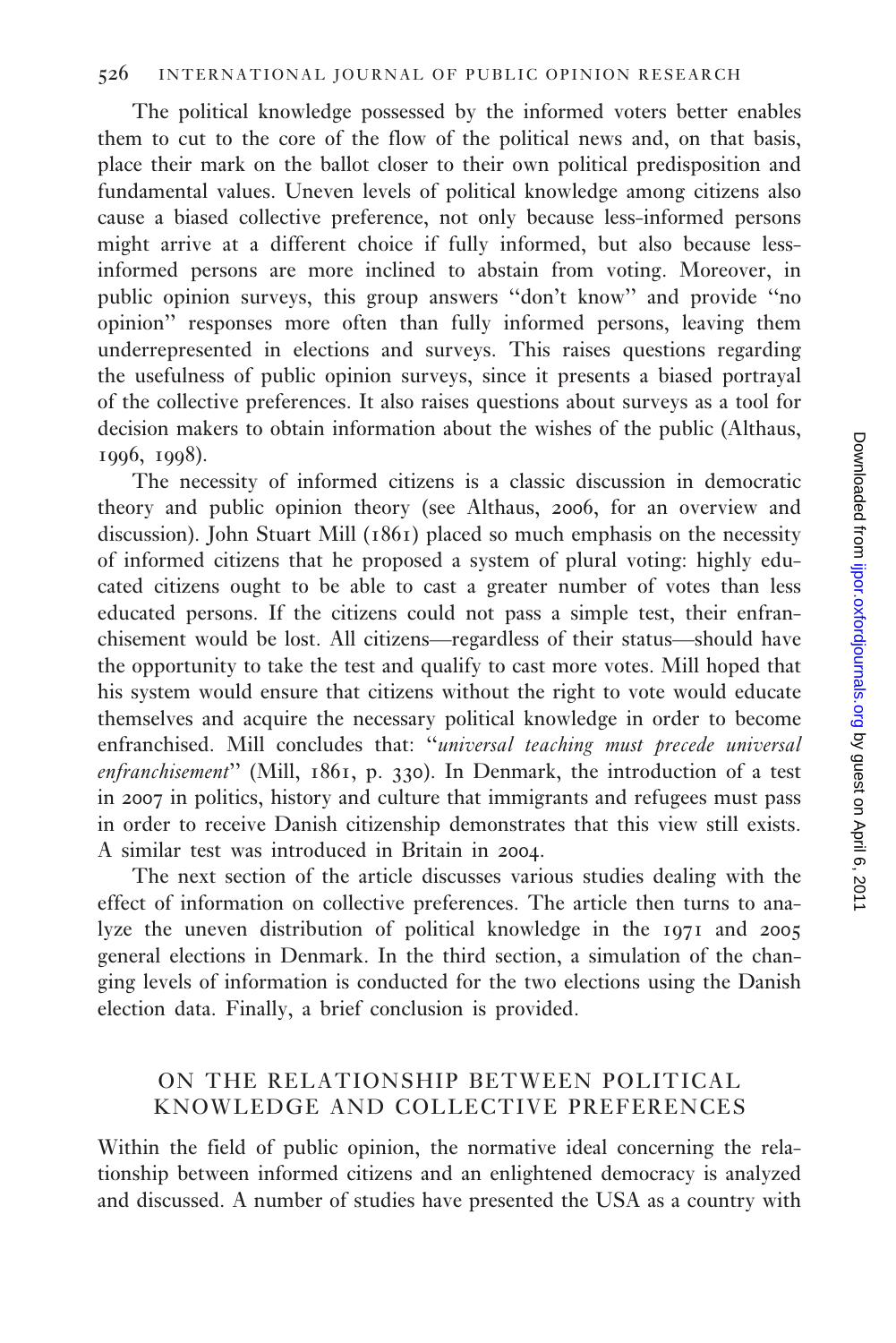The political knowledge possessed by the informed voters better enables them to cut to the core of the flow of the political news and, on that basis, place their mark on the ballot closer to their own political predisposition and fundamental values. Uneven levels of political knowledge among citizens also cause a biased collective preference, not only because less-informed persons might arrive at a different choice if fully informed, but also because less-informed persons are more inclined to abstain from voting. Moreover, in public opinion surveys, this group answers "don't know" and provide "no opinion" responses more often than fully informed persons, leaving them underrepresented in elections and surveys. This raises questions regarding the usefulness of public opinion surveys, since it presents a biased portrayal of the collective preferences. It also raises questions about surveys as a tool for decision makers to obtain information about the wishes of the public (Althaus, 1996, 1998).

The necessity of informed citizens is a classic discussion in democratic theory and public opinion theory (see Althaus, 2006, for an overview and discussion). John Stuart Mill (1861) placed so much emphasis on the necessity of informed citizens that he proposed a system of plural voting: highly educated citizens ought to be able to cast a greater number of votes than less educated persons. If the citizens could not pass a simple test, their enfranchisement would be lost. All citizens—regardless of their status—should have the opportunity to take the test and qualify to cast more votes. Mill hoped that his system would ensure that citizens without the right to vote would educate themselves and acquire the necessary political knowledge in order to become enfranchised. Mill concludes that: "*universal teaching must precede universal enfranchisement*" (Mill, 1861, p. 330). In Denmark, the introduction of a test in 2007 in politics, history and culture that immigrants and refugees must pass in order to receive Danish citizenship demonstrates that this view still exists. A similar test was introduced in Britain in 2004.

The next section of the article discusses various studies dealing with the effect of information on collective preferences. The article then turns to analyze the uneven distribution of political knowledge in the 1971 and 2005 general elections in Denmark. In the third section, a simulation of the changing levels of information is conducted for the two elections using the Danish election data. Finally, a brief conclusion is provided.

## ON THE RELATIONSHIP BETWEEN POLITICAL KNOWLEDGE AND COLLECTIVE PREFERENCES

Within the field of public opinion, the normative ideal concerning the relationship between informed citizens and an enlightened democracy is analyzed and discussed. A number of studies have presented the USA as a country with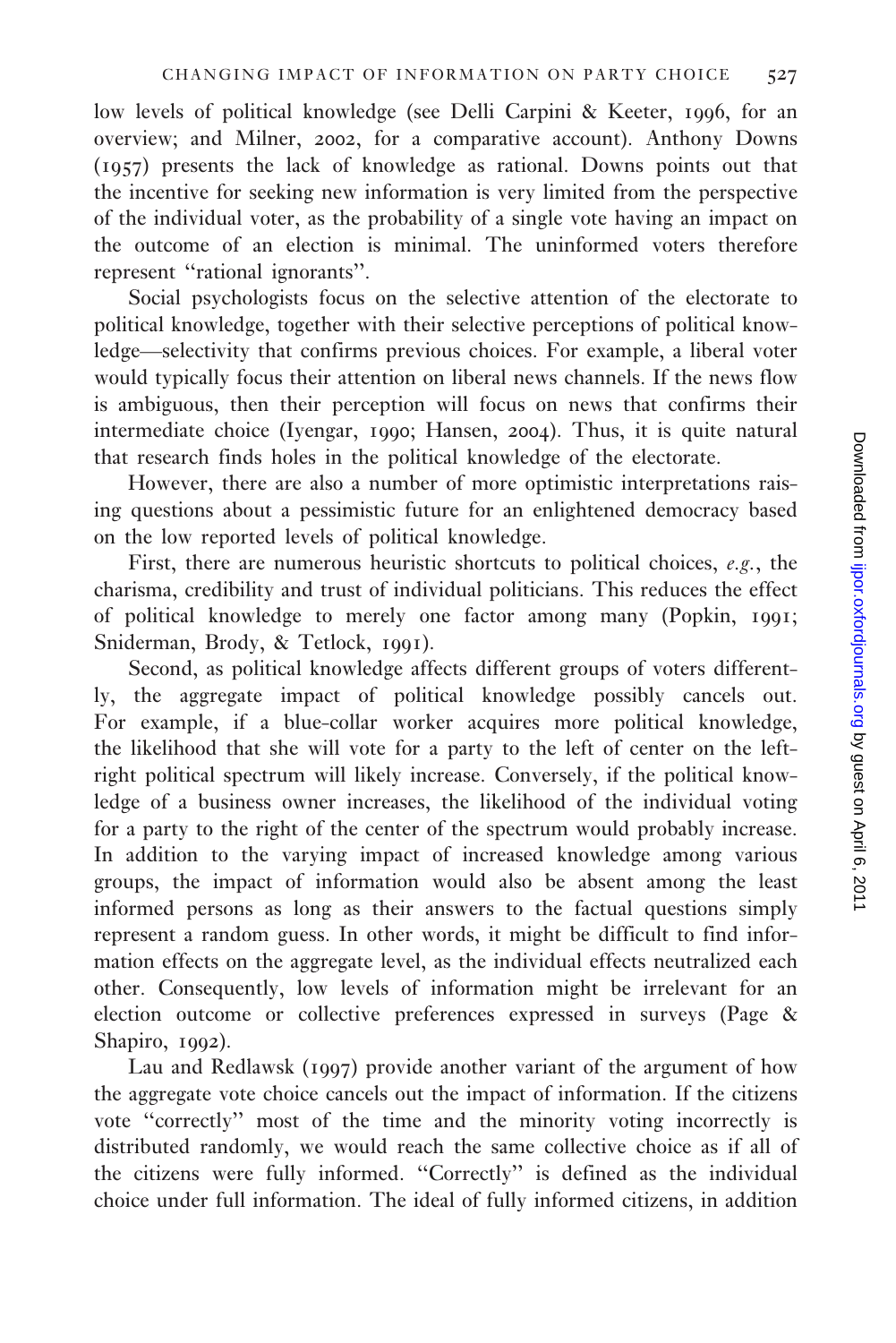low levels of political knowledge (see Delli Carpini & Keeter, 1996, for an overview; and Milner, 2002, for a comparative account). Anthony Downs (1957) presents the lack of knowledge as rational. Downs points out that the incentive for seeking new information is very limited from the perspective of the individual voter, as the probability of a single vote having an impact on the outcome of an election is minimal. The uninformed voters therefore represent ''rational ignorants''.

Social psychologists focus on the selective attention of the electorate to political knowledge, together with their selective perceptions of political knowledge—selectivity that confirms previous choices. For example, a liberal voter would typically focus their attention on liberal news channels. If the news flow is ambiguous, then their perception will focus on news that confirms their intermediate choice (Iyengar, 1990; Hansen, 2004). Thus, it is quite natural that research finds holes in the political knowledge of the electorate.

However, there are also a number of more optimistic interpretations raising questions about a pessimistic future for an enlightened democracy based on the low reported levels of political knowledge.

First, there are numerous heuristic shortcuts to political choices, *e.g.*, the charisma, credibility and trust of individual politicians. This reduces the effect of political knowledge to merely one factor among many (Popkin, 1991; Sniderman, Brody, & Tetlock, 1991).

Second, as political knowledge affects different groups of voters differently, the aggregate impact of political knowledge possibly cancels out. For example, if a blue-collar worker acquires more political knowledge, the likelihood that she will vote for a party to the left of center on the left-right political spectrum will likely increase. Conversely, if the political knowledge of a business owner increases, the likelihood of the individual voting for a party to the right of the center of the spectrum would probably increase. In addition to the varying impact of increased knowledge among various groups, the impact of information would also be absent among the least informed persons as long as their answers to the factual questions simply represent a random guess. In other words, it might be difficult to find information effects on the aggregate level, as the individual effects neutralized each other. Consequently, low levels of information might be irrelevant for an election outcome or collective preferences expressed in surveys (Page & Shapiro, 1992).

Lau and Redlawsk (1997) provide another variant of the argument of how the aggregate vote choice cancels out the impact of information. If the citizens vote ''correctly'' most of the time and the minority voting incorrectly is distributed randomly, we would reach the same collective choice as if all of the citizens were fully informed. ''Correctly'' is defined as the individual choice under full information. The ideal of fully informed citizens, in addition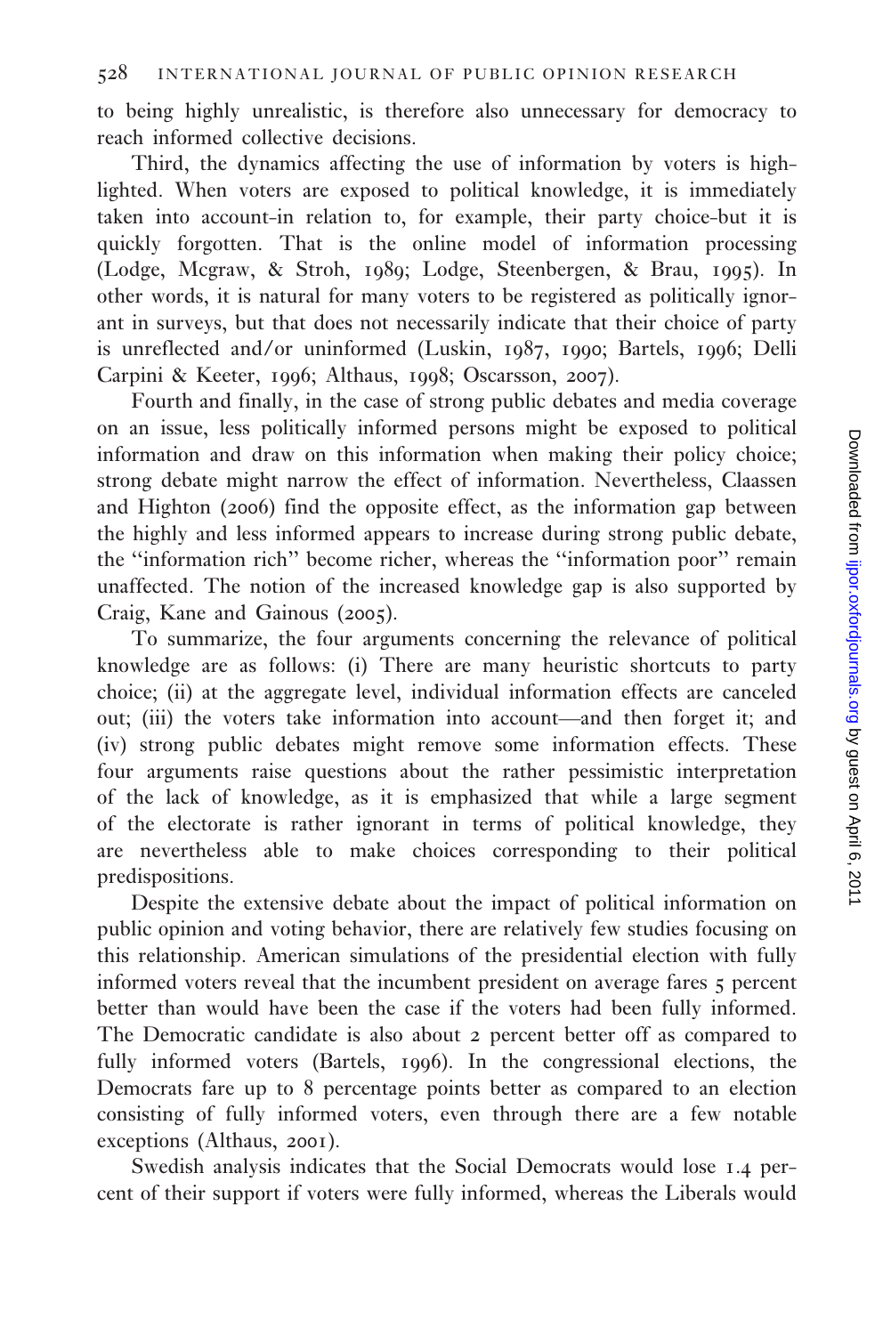to being highly unrealistic, is therefore also unnecessary for democracy to reach informed collective decisions.

Third, the dynamics affecting the use of information by voters is highlighted. When voters are exposed to political knowledge, it is immediately taken into account-in relation to, for example, their party choice-but it is quickly forgotten. That is the online model of information processing (Lodge, Mcgraw, & Stroh, 1989; Lodge, Steenbergen, & Brau, 1995). In other words, it is natural for many voters to be registered as politically ignorant in surveys, but that does not necessarily indicate that their choice of party is unreflected and/or uninformed (Luskin, 1987, 1990; Bartels, 1996; Delli Carpini & Keeter, 1996; Althaus, 1998; Oscarsson, 2007).

Fourth and finally, in the case of strong public debates and media coverage on an issue, less politically informed persons might be exposed to political information and draw on this information when making their policy choice; strong debate might narrow the effect of information. Nevertheless, Claassen and Highton (2006) find the opposite effect, as the information gap between the highly and less informed appears to increase during strong public debate, the ''information rich'' become richer, whereas the ''information poor'' remain unaffected. The notion of the increased knowledge gap is also supported by Craig, Kane and Gainous (2005).

To summarize, the four arguments concerning the relevance of political knowledge are as follows: (i) There are many heuristic shortcuts to party choice; (ii) at the aggregate level, individual information effects are canceled out; (iii) the voters take information into account—and then forget it; and (iv) strong public debates might remove some information effects. These four arguments raise questions about the rather pessimistic interpretation of the lack of knowledge, as it is emphasized that while a large segment of the electorate is rather ignorant in terms of political knowledge, they are nevertheless able to make choices corresponding to their political predispositions.

Despite the extensive debate about the impact of political information on public opinion and voting behavior, there are relatively few studies focusing on this relationship. American simulations of the presidential election with fully informed voters reveal that the incumbent president on average fares 5 percent better than would have been the case if the voters had been fully informed. The Democratic candidate is also about 2 percent better off as compared to fully informed voters (Bartels, 1996). In the congressional elections, the Democrats fare up to 8 percentage points better as compared to an election consisting of fully informed voters, even through there are a few notable exceptions (Althaus, 2001).

Swedish analysis indicates that the Social Democrats would lose 1.4 percent of their support if voters were fully informed, whereas the Liberals would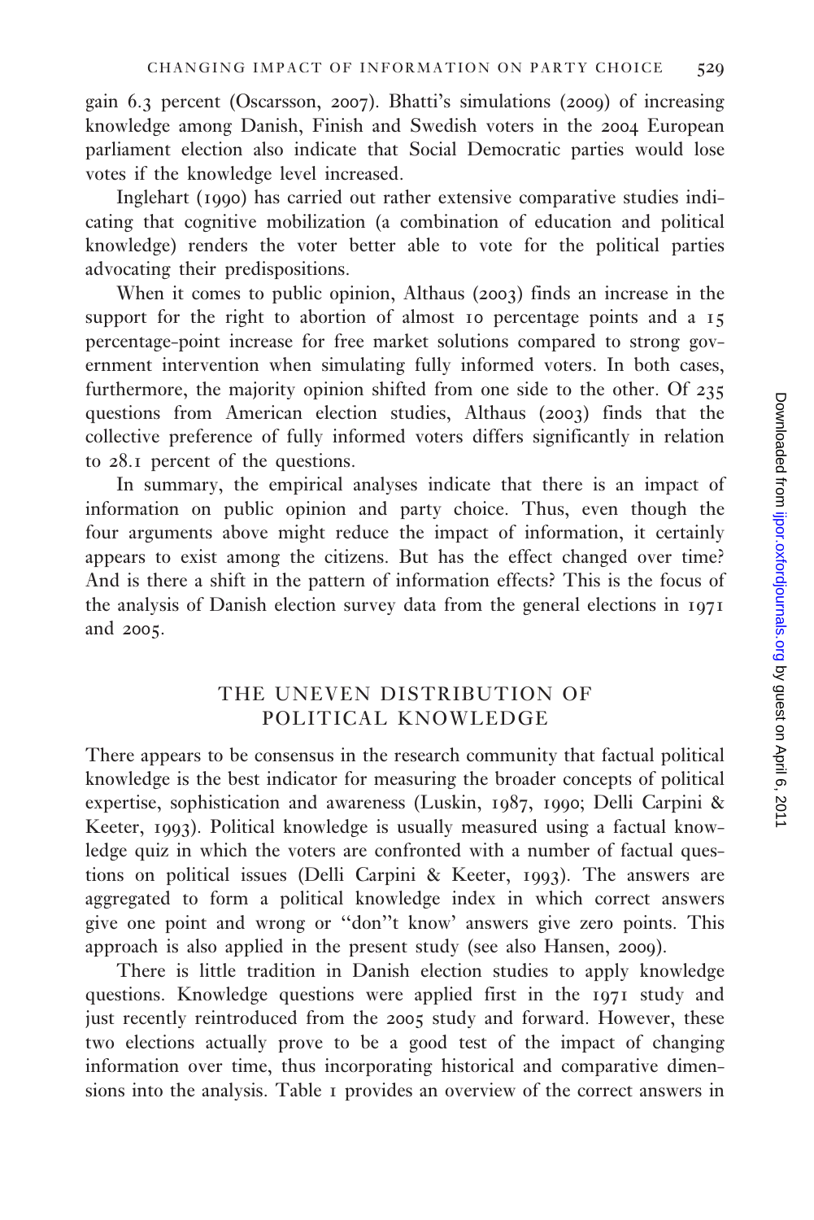gain 6.3 percent (Oscarsson, 2007). Bhatti's simulations (2009) of increasing knowledge among Danish, Finish and Swedish voters in the 2004 European parliament election also indicate that Social Democratic parties would lose votes if the knowledge level increased.

Inglehart (1990) has carried out rather extensive comparative studies indicating that cognitive mobilization (a combination of education and political knowledge) renders the voter better able to vote for the political parties advocating their predispositions.

When it comes to public opinion, Althaus (2003) finds an increase in the support for the right to abortion of almost 10 percentage points and a 15 percentage-point increase for free market solutions compared to strong government intervention when simulating fully informed voters. In both cases, furthermore, the majority opinion shifted from one side to the other. Of 235 questions from American election studies, Althaus (2003) finds that the collective preference of fully informed voters differs significantly in relation to 28.1 percent of the questions.

In summary, the empirical analyses indicate that there is an impact of information on public opinion and party choice. Thus, even though the four arguments above might reduce the impact of information, it certainly appears to exist among the citizens. But has the effect changed over time? And is there a shift in the pattern of information effects? This is the focus of the analysis of Danish election survey data from the general elections in 1971 and 2005.

## THE UNEVEN DISTRIBUTION OF POLITICAL KNOWLEDGE

There appears to be consensus in the research community that factual political knowledge is the best indicator for measuring the broader concepts of political expertise, sophistication and awareness (Luskin, 1987, 1990; Delli Carpini & Keeter, 1993). Political knowledge is usually measured using a factual knowledge quiz in which the voters are confronted with a number of factual questions on political issues (Delli Carpini & Keeter, 1993). The answers are aggregated to form a political knowledge index in which correct answers give one point and wrong or "don"t know' answers give zero points. This approach is also applied in the present study (see also Hansen, 2009).

There is little tradition in Danish election studies to apply knowledge questions. Knowledge questions were applied first in the 1971 study and just recently reintroduced from the 2005 study and forward. However, these two elections actually prove to be a good test of the impact of changing information over time, thus incorporating historical and comparative dimensions into the analysis. Table 1 provides an overview of the correct answers in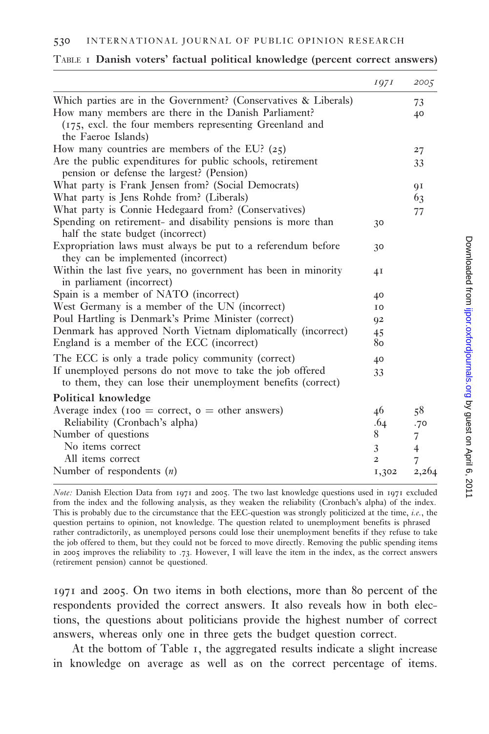TABLE 1 **Danish voters' factual political knowledge (percent correct answers)**

| | *1971* | *2005* |
|---|---|---|
| Which parties are in the Government? (Conservatives & Liberals) | | 73 |
| How many members are there in the Danish Parliament? (175, excl. the four members representing Greenland and the Faeroe Islands) | | 40 |
| How many countries are members of the EU? (25) | | 27 |
| Are the public expenditures for public schools, retirement pension or defense the largest? (Pension) | | 33 |
| What party is Frank Jensen from? (Social Democrats) | | 91 |
| What party is Jens Rohde from? (Liberals) | | 63 |
| What party is Connie Hedegaard from? (Conservatives) | | 77 |
| Spending on retirement- and disability pensions is more than half the state budget (incorrect) | 30 | |
| Expropriation laws must always be put to a referendum before they can be implemented (incorrect) | 30 | |
| Within the last five years, no government has been in minority in parliament (incorrect) | 41 | |
| Spain is a member of NATO (incorrect) | 40 | |
| West Germany is a member of the UN (incorrect) | 10 | |
| Poul Hartling is Denmark's Prime Minister (correct) | 92 | |
| Denmark has approved North Vietnam diplomatically (incorrect) | 45 | |
| England is a member of the ECC (incorrect) | 80 | |
| The ECC is only a trade policy community (correct) | 40 | |
| If unemployed persons do not move to take the job offered to them, they can lose their unemployment benefits (correct) | 33 | |
| **Political knowledge** | | |
| Average index (100 = correct, 0 = other answers) | 46 | 58 |
| Reliability (Cronbach's alpha) | .64 | .70 |
| Number of questions | 8 | 7 |
| No items correct | 3 | 4 |
| All items correct | 2 | 7 |
| Number of respondents ($n$) | 1,302 | 2,264 |

*Note:* Danish Election Data from 1971 and 2005. The two last knowledge questions used in 1971 excluded from the index and the following analysis, as they weaken the reliability (Cronbach's alpha) of the index. This is probably due to the circumstance that the EEC-question was strongly politicized at the time, *i.e.*, the question pertains to opinion, not knowledge. The question related to unemployment benefits is phrased rather contradictorily, as unemployed persons could lose their unemployment benefits if they refuse to take the job offered to them, but they could not be forced to move directly. Removing the public spending items in 2005 improves the reliability to .73. However, I will leave the item in the index, as the correct answers (retirement pension) cannot be questioned.

1971 and 2005. On two items in both elections, more than 80 percent of the respondents provided the correct answers. It also reveals how in both elections, the questions about politicians provide the highest number of correct answers, whereas only one in three gets the budget question correct.

At the bottom of Table 1, the aggregated results indicate a slight increase in knowledge on average as well as on the correct percentage of items.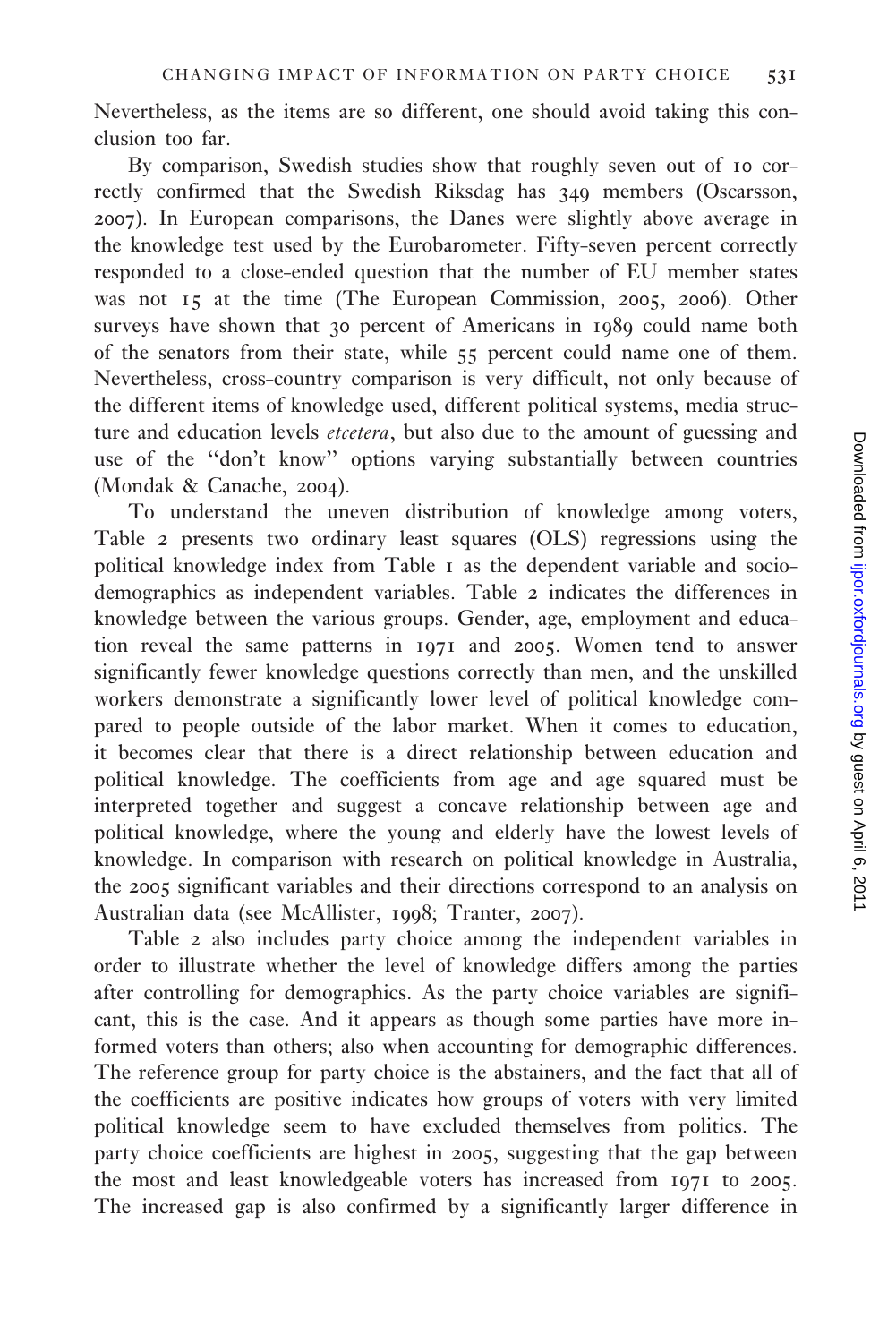Nevertheless, as the items are so different, one should avoid taking this conclusion too far.

By comparison, Swedish studies show that roughly seven out of 10 correctly confirmed that the Swedish Riksdag has 349 members (Oscarsson, 2007). In European comparisons, the Danes were slightly above average in the knowledge test used by the Eurobarometer. Fifty-seven percent correctly responded to a close-ended question that the number of EU member states was not 15 at the time (The European Commission, 2005, 2006). Other surveys have shown that 30 percent of Americans in 1989 could name both of the senators from their state, while 55 percent could name one of them. Nevertheless, cross-country comparison is very difficult, not only because of the different items of knowledge used, different political systems, media structure and education levels *etcetera*, but also due to the amount of guessing and use of the "don't know" options varying substantially between countries (Mondak & Canache, 2004).

To understand the uneven distribution of knowledge among voters, Table 2 presents two ordinary least squares (OLS) regressions using the political knowledge index from Table 1 as the dependent variable and socio-demographics as independent variables. Table 2 indicates the differences in knowledge between the various groups. Gender, age, employment and education reveal the same patterns in 1971 and 2005. Women tend to answer significantly fewer knowledge questions correctly than men, and the unskilled workers demonstrate a significantly lower level of political knowledge compared to people outside of the labor market. When it comes to education, it becomes clear that there is a direct relationship between education and political knowledge. The coefficients from age and age squared must be interpreted together and suggest a concave relationship between age and political knowledge, where the young and elderly have the lowest levels of knowledge. In comparison with research on political knowledge in Australia, the 2005 significant variables and their directions correspond to an analysis on Australian data (see McAllister, 1998; Tranter, 2007).

Table 2 also includes party choice among the independent variables in order to illustrate whether the level of knowledge differs among the parties after controlling for demographics. As the party choice variables are significant, this is the case. And it appears as though some parties have more informed voters than others; also when accounting for demographic differences. The reference group for party choice is the abstainers, and the fact that all of the coefficients are positive indicates how groups of voters with very limited political knowledge seem to have excluded themselves from politics. The party choice coefficients are highest in 2005, suggesting that the gap between the most and least knowledgeable voters has increased from 1971 to 2005. The increased gap is also confirmed by a significantly larger difference in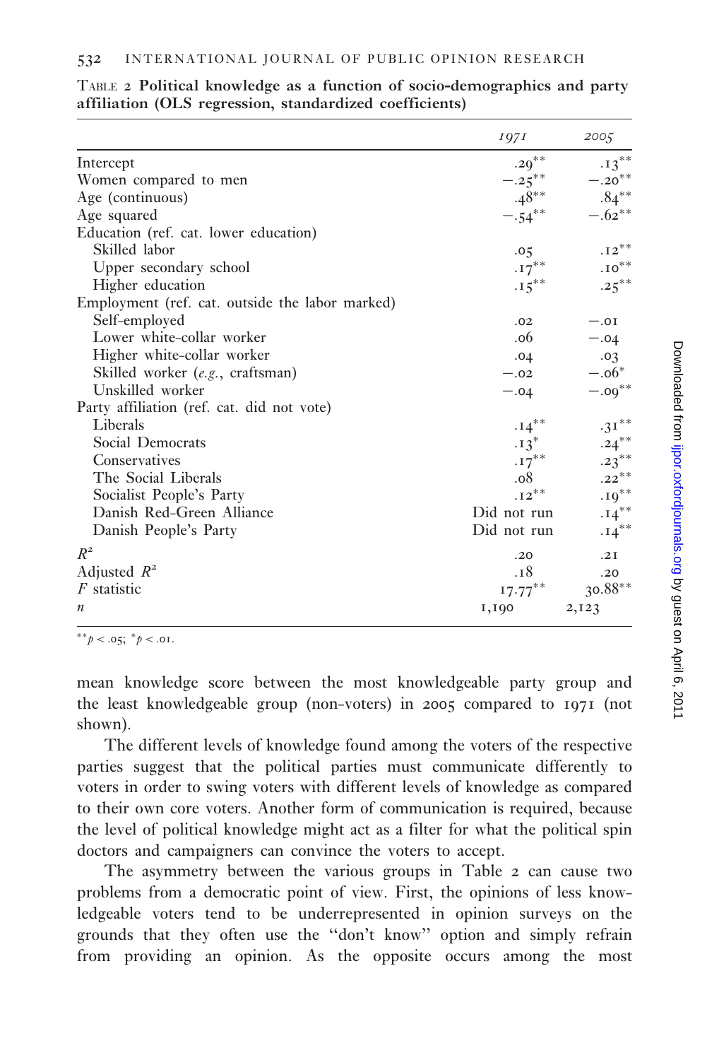TABLE 2 **Political knowledge as a function of socio-demographics and party affiliation (OLS regression, standardized coefficients)**

| | *1971* | *2005* |
|---|---|---|
| Intercept | $.29^{**}$ | $.13^{**}$ |
| Women compared to men | $-.25^{**}$ | $-.20^{**}$ |
| Age (continuous) | $.48^{**}$ | $.84^{**}$ |
| Age squared | $-.54^{**}$ | $-.62^{**}$ |
| Education (ref. cat. lower education) | | |
| Skilled labor | .05 | $.12^{**}$ |
| Upper secondary school | $.17^{**}$ | $.10^{**}$ |
| Higher education | $.15^{**}$ | $.25^{**}$ |
| Employment (ref. cat. outside the labor marked) | | |
| Self-employed | .02 | −.01 |
| Lower white-collar worker | .06 | −.04 |
| Higher white-collar worker | .04 | .03 |
| Skilled worker (*e.g.*, craftsman) | −.02 | $-.06^{*}$ |
| Unskilled worker | −.04 | $-.09^{**}$ |
| Party affiliation (ref. cat. did not vote) | | |
| Liberals | $.14^{**}$ | $.31^{**}$ |
| Social Democrats | $.13^{*}$ | $.24^{**}$ |
| Conservatives | $.17^{**}$ | $.23^{**}$ |
| The Social Liberals | .08 | $.22^{**}$ |
| Socialist People's Party | $.12^{**}$ | $.19^{**}$ |
| Danish Red-Green Alliance | Did not run | $.14^{**}$ |
| Danish People's Party | Did not run | $.14^{**}$ |
| $R^2$ | .20 | .21 |
| Adjusted $R^2$ | .18 | .20 |
| $F$ statistic | $17.77^{**}$ | $30.88^{**}$ |
| $n$ | 1,190 | 2,123 |

$^{**}p < .05$; $^{*}p < .01$.

mean knowledge score between the most knowledgeable party group and the least knowledgeable group (non-voters) in 2005 compared to 1971 (not shown).

The different levels of knowledge found among the voters of the respective parties suggest that the political parties must communicate differently to voters in order to swing voters with different levels of knowledge as compared to their own core voters. Another form of communication is required, because the level of political knowledge might act as a filter for what the political spin doctors and campaigners can convince the voters to accept.

The asymmetry between the various groups in Table 2 can cause two problems from a democratic point of view. First, the opinions of less knowledgeable voters tend to be underrepresented in opinion surveys on the grounds that they often use the "don't know" option and simply refrain from providing an opinion. As the opposite occurs among the most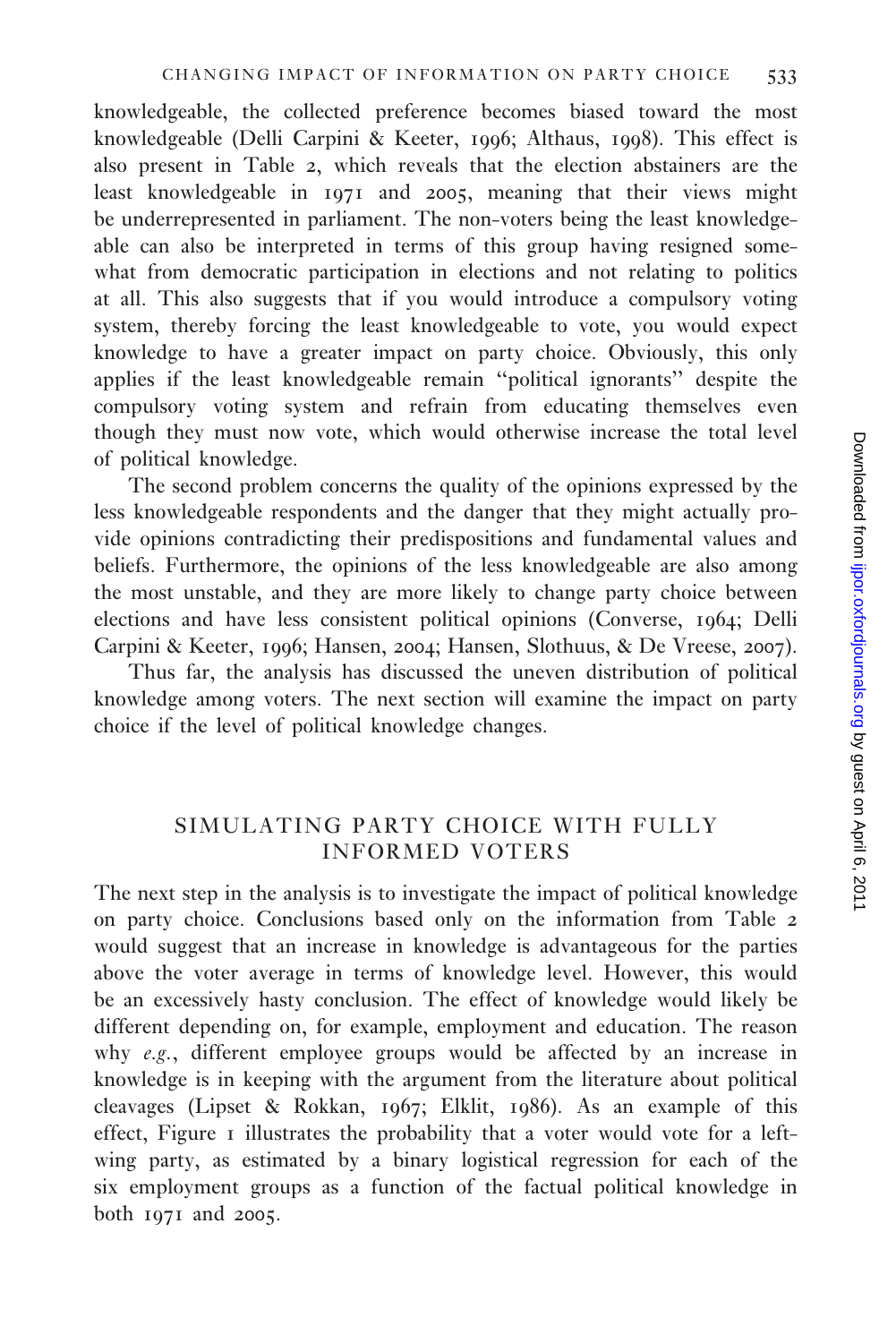knowledgeable, the collected preference becomes biased toward the most knowledgeable (Delli Carpini & Keeter, 1996; Althaus, 1998). This effect is also present in Table 2, which reveals that the election abstainers are the least knowledgeable in 1971 and 2005, meaning that their views might be underrepresented in parliament. The non-voters being the least knowledgeable can also be interpreted in terms of this group having resigned somewhat from democratic participation in elections and not relating to politics at all. This also suggests that if you would introduce a compulsory voting system, thereby forcing the least knowledgeable to vote, you would expect knowledge to have a greater impact on party choice. Obviously, this only applies if the least knowledgeable remain "political ignorants" despite the compulsory voting system and refrain from educating themselves even though they must now vote, which would otherwise increase the total level of political knowledge.

The second problem concerns the quality of the opinions expressed by the less knowledgeable respondents and the danger that they might actually provide opinions contradicting their predispositions and fundamental values and beliefs. Furthermore, the opinions of the less knowledgeable are also among the most unstable, and they are more likely to change party choice between elections and have less consistent political opinions (Converse, 1964; Delli Carpini & Keeter, 1996; Hansen, 2004; Hansen, Slothuus, & De Vreese, 2007).

Thus far, the analysis has discussed the uneven distribution of political knowledge among voters. The next section will examine the impact on party choice if the level of political knowledge changes.

## SIMULATING PARTY CHOICE WITH FULLY INFORMED VOTERS

The next step in the analysis is to investigate the impact of political knowledge on party choice. Conclusions based only on the information from Table 2 would suggest that an increase in knowledge is advantageous for the parties above the voter average in terms of knowledge level. However, this would be an excessively hasty conclusion. The effect of knowledge would likely be different depending on, for example, employment and education. The reason why *e.g.*, different employee groups would be affected by an increase in knowledge is in keeping with the argument from the literature about political cleavages (Lipset & Rokkan, 1967; Elklit, 1986). As an example of this effect, Figure 1 illustrates the probability that a voter would vote for a left-wing party, as estimated by a binary logistical regression for each of the six employment groups as a function of the factual political knowledge in both 1971 and 2005.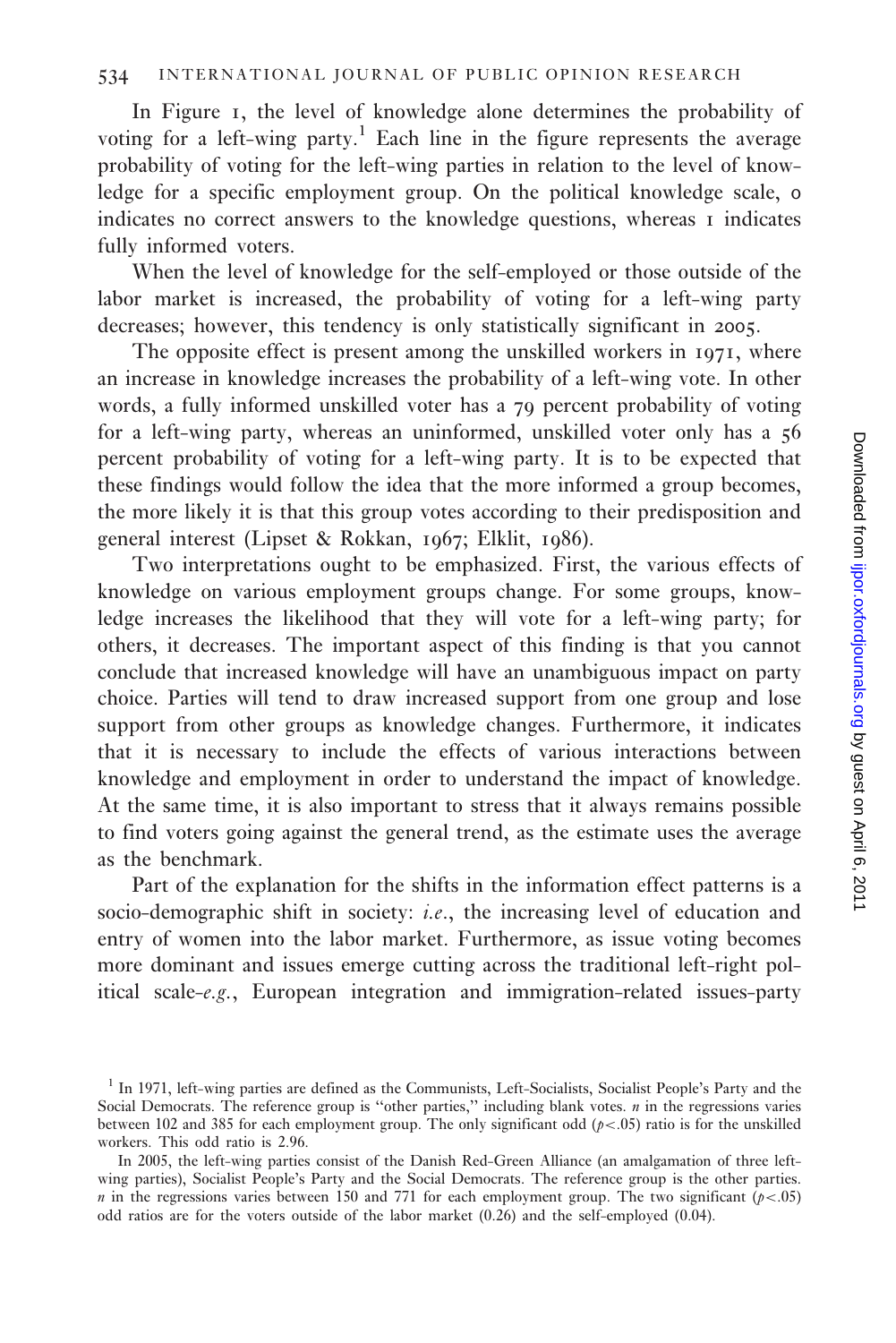In Figure 1, the level of knowledge alone determines the probability of voting for a left-wing party.[1] Each line in the figure represents the average probability of voting for the left-wing parties in relation to the level of knowledge for a specific employment group. On the political knowledge scale, 0 indicates no correct answers to the knowledge questions, whereas 1 indicates fully informed voters.

When the level of knowledge for the self-employed or those outside of the labor market is increased, the probability of voting for a left-wing party decreases; however, this tendency is only statistically significant in 2005.

The opposite effect is present among the unskilled workers in 1971, where an increase in knowledge increases the probability of a left-wing vote. In other words, a fully informed unskilled voter has a 79 percent probability of voting for a left-wing party, whereas an uninformed, unskilled voter only has a 56 percent probability of voting for a left-wing party. It is to be expected that these findings would follow the idea that the more informed a group becomes, the more likely it is that this group votes according to their predisposition and general interest (Lipset & Rokkan, 1967; Elklit, 1986).

Two interpretations ought to be emphasized. First, the various effects of knowledge on various employment groups change. For some groups, knowledge increases the likelihood that they will vote for a left-wing party; for others, it decreases. The important aspect of this finding is that you cannot conclude that increased knowledge will have an unambiguous impact on party choice. Parties will tend to draw increased support from one group and lose support from other groups as knowledge changes. Furthermore, it indicates that it is necessary to include the effects of various interactions between knowledge and employment in order to understand the impact of knowledge. At the same time, it is also important to stress that it always remains possible to find voters going against the general trend, as the estimate uses the average as the benchmark.

Part of the explanation for the shifts in the information effect patterns is a socio-demographic shift in society: *i.e.*, the increasing level of education and entry of women into the labor market. Furthermore, as issue voting becomes more dominant and issues emerge cutting across the traditional left-right political scale-*e.g.*, European integration and immigration-related issues-party

---

[1] In 1971, left-wing parties are defined as the Communists, Left-Socialists, Socialist People's Party and the Social Democrats. The reference group is "other parties," including blank votes. *n* in the regressions varies between 102 and 385 for each employment group. The only significant odd ($p<.05$) ratio is for the unskilled workers. This odd ratio is 2.96.

In 2005, the left-wing parties consist of the Danish Red-Green Alliance (an amalgamation of three left-wing parties), Socialist People's Party and the Social Democrats. The reference group is the other parties. *n* in the regressions varies between 150 and 771 for each employment group. The two significant ($p<.05$) odd ratios are for the voters outside of the labor market (0.26) and the self-employed (0.04).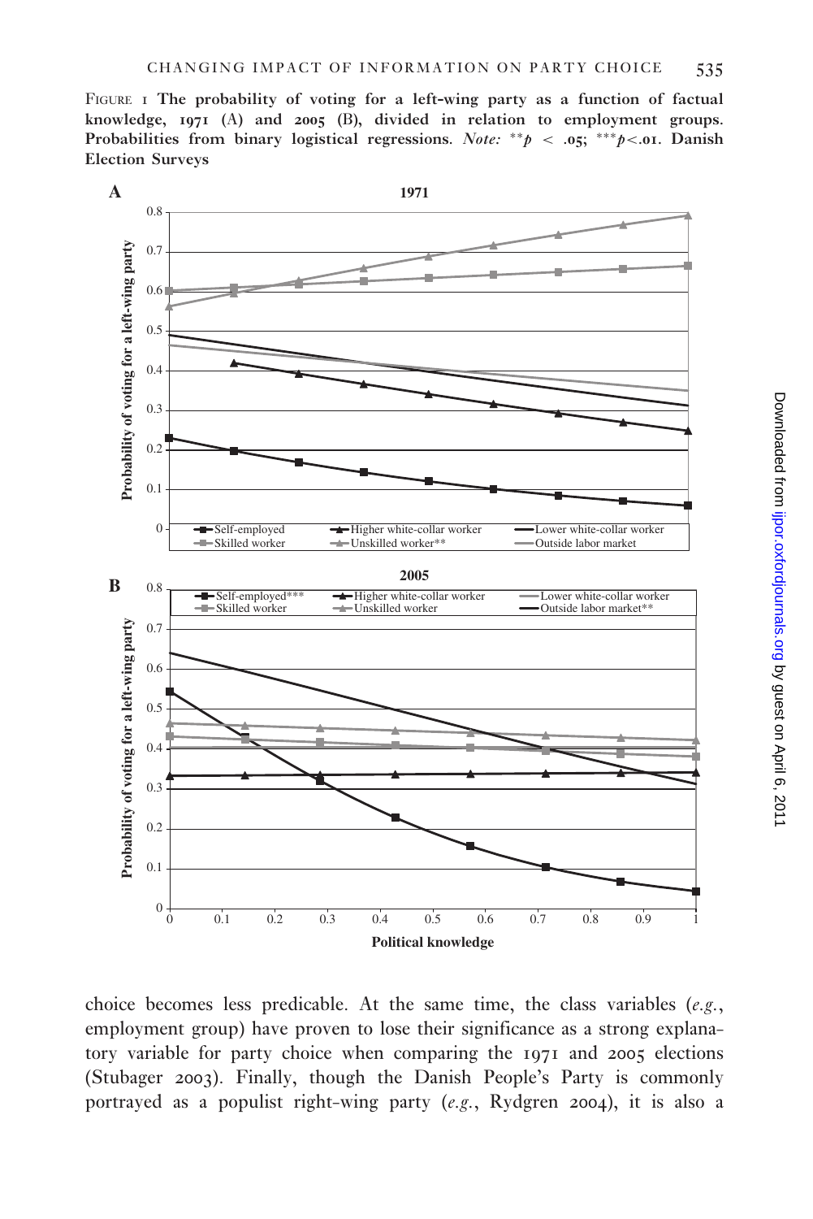FIGURE 1 **The probability of voting for a left-wing party as a function of factual knowledge, 1971 (A) and 2005 (B), divided in relation to employment groups. Probabilities from binary logistical regressions.** *Note:* $^{**}p < .05$; $^{***}p < .01$. **Danish Election Surveys**

choice becomes less predicable. At the same time, the class variables (*e.g.*, employment group) have proven to lose their significance as a strong explanatory variable for party choice when comparing the 1971 and 2005 elections (Stubager 2003). Finally, though the Danish People's Party is commonly portrayed as a populist right-wing party (*e.g.*, Rydgren 2004), it is also a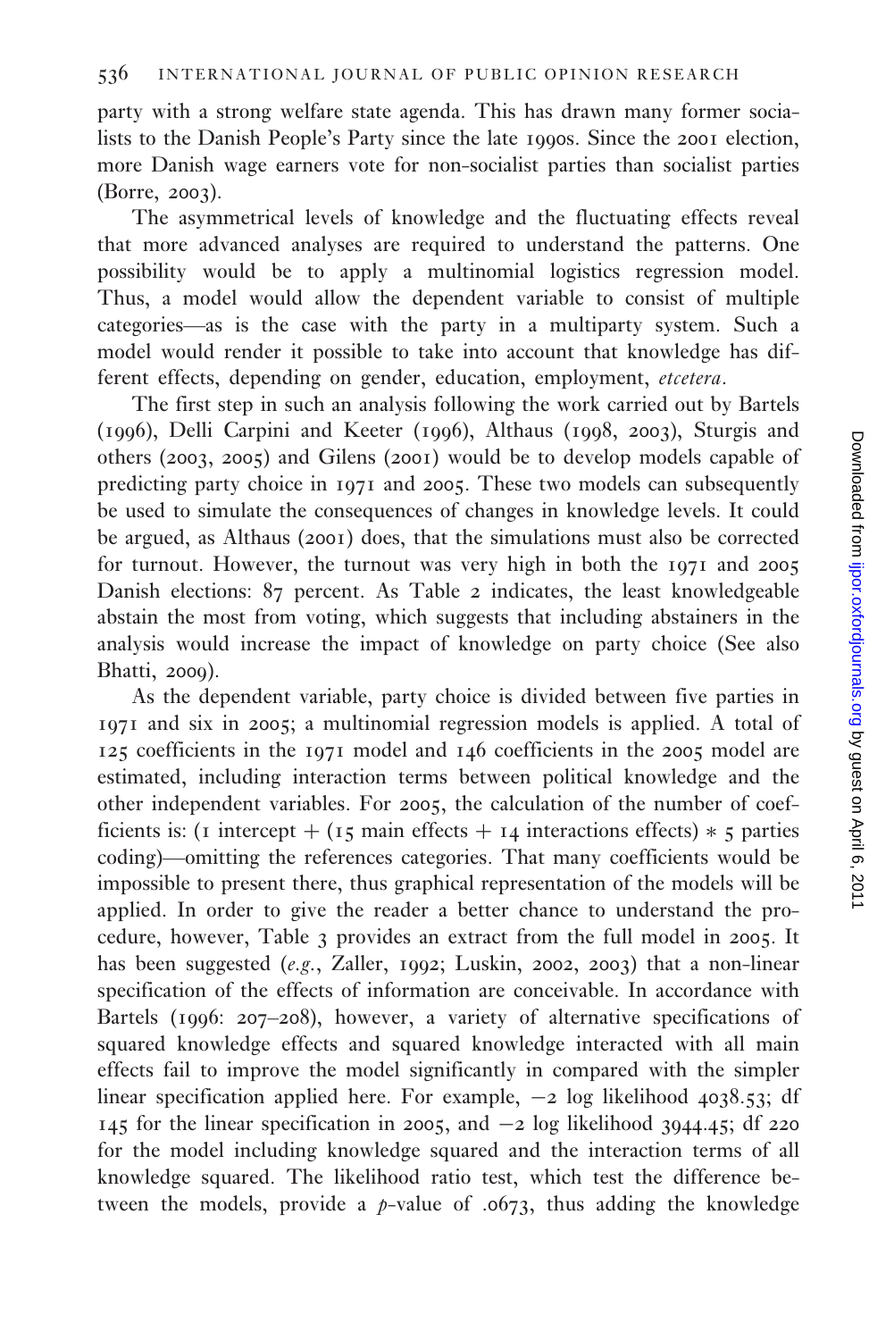party with a strong welfare state agenda. This has drawn many former socialists to the Danish People's Party since the late 1990s. Since the 2001 election, more Danish wage earners vote for non-socialist parties than socialist parties (Borre, 2003).

The asymmetrical levels of knowledge and the fluctuating effects reveal that more advanced analyses are required to understand the patterns. One possibility would be to apply a multinomial logistics regression model. Thus, a model would allow the dependent variable to consist of multiple categories—as is the case with the party in a multiparty system. Such a model would render it possible to take into account that knowledge has different effects, depending on gender, education, employment, *etcetera*.

The first step in such an analysis following the work carried out by Bartels (1996), Delli Carpini and Keeter (1996), Althaus (1998, 2003), Sturgis and others (2003, 2005) and Gilens (2001) would be to develop models capable of predicting party choice in 1971 and 2005. These two models can subsequently be used to simulate the consequences of changes in knowledge levels. It could be argued, as Althaus (2001) does, that the simulations must also be corrected for turnout. However, the turnout was very high in both the 1971 and 2005 Danish elections: 87 percent. As Table 2 indicates, the least knowledgeable abstain the most from voting, which suggests that including abstainers in the analysis would increase the impact of knowledge on party choice (See also Bhatti, 2009).

As the dependent variable, party choice is divided between five parties in 1971 and six in 2005; a multinomial regression models is applied. A total of 125 coefficients in the 1971 model and 146 coefficients in the 2005 model are estimated, including interaction terms between political knowledge and the other independent variables. For 2005, the calculation of the number of coefficients is: (1 intercept + (15 main effects + 14 interactions effects) * 5 parties coding)—omitting the references categories. That many coefficients would be impossible to present there, thus graphical representation of the models will be applied. In order to give the reader a better chance to understand the procedure, however, Table 3 provides an extract from the full model in 2005. It has been suggested (*e.g.*, Zaller, 1992; Luskin, 2002, 2003) that a non-linear specification of the effects of information are conceivable. In accordance with Bartels (1996: 207–208), however, a variety of alternative specifications of squared knowledge effects and squared knowledge interacted with all main effects fail to improve the model significantly in compared with the simpler linear specification applied here. For example, $-2$ log likelihood 4038.53; df 145 for the linear specification in 2005, and $-2$ log likelihood 3944.45; df 220 for the model including knowledge squared and the interaction terms of all knowledge squared. The likelihood ratio test, which test the difference between the models, provide a $p$-value of .0673, thus adding the knowledge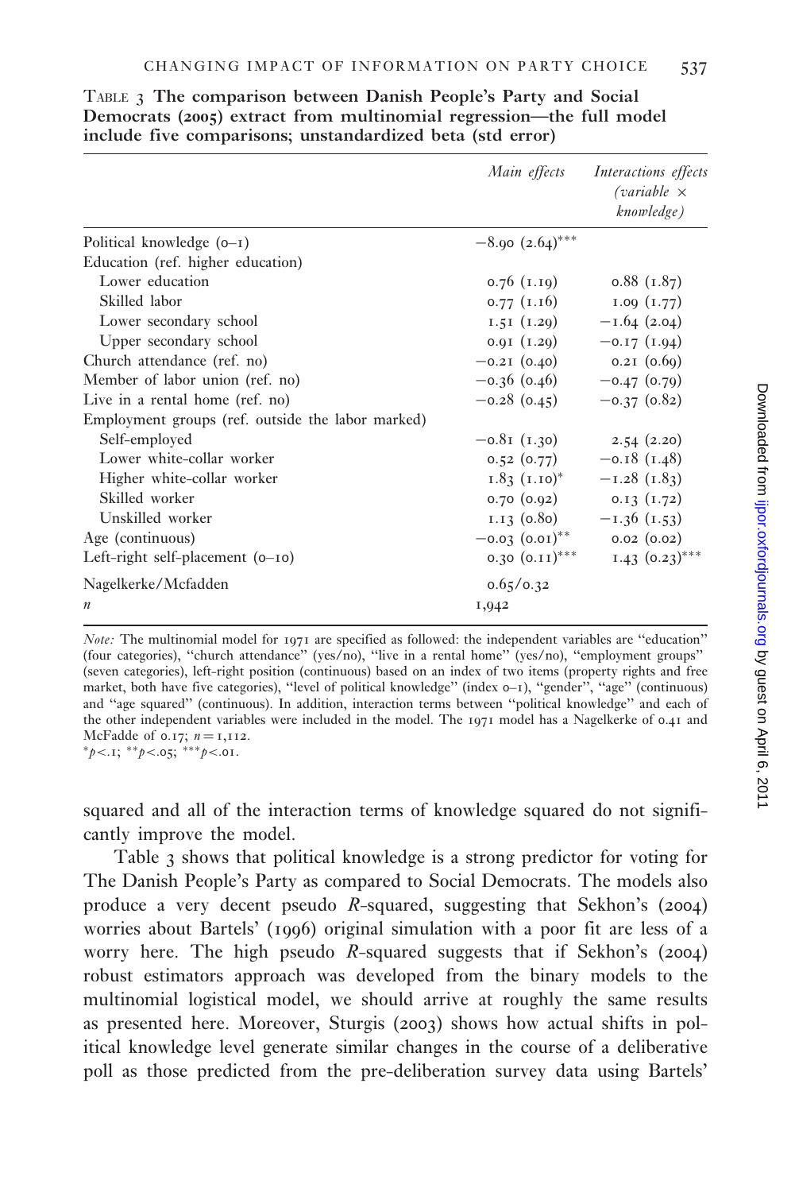Table 3 **The comparison between Danish People's Party and Social Democrats (2005) extract from multinomial regression—the full model include five comparisons; unstandardized beta (std error)**

| | *Main effects* | *Interactions effects (variable × knowledge)* |
|---|---|---|
| Political knowledge (0–1) | −8.90 (2.64)*** | |
| Education (ref. higher education) | | |
| Lower education | 0.76 (1.19) | 0.88 (1.87) |
| Skilled labor | 0.77 (1.16) | 1.09 (1.77) |
| Lower secondary school | 1.51 (1.29) | −1.64 (2.04) |
| Upper secondary school | 0.91 (1.29) | −0.17 (1.94) |
| Church attendance (ref. no) | −0.21 (0.40) | 0.21 (0.69) |
| Member of labor union (ref. no) | −0.36 (0.46) | −0.47 (0.79) |
| Live in a rental home (ref. no) | −0.28 (0.45) | −0.37 (0.82) |
| Employment groups (ref. outside the labor marked) | | |
| Self-employed | −0.81 (1.30) | 2.54 (2.20) |
| Lower white-collar worker | 0.52 (0.77) | −0.18 (1.48) |
| Higher white-collar worker | 1.83 (1.10)* | −1.28 (1.83) |
| Skilled worker | 0.70 (0.92) | 0.13 (1.72) |
| Unskilled worker | 1.13 (0.80) | −1.36 (1.53) |
| Age (continuous) | −0.03 (0.01)** | 0.02 (0.02) |
| Left–right self-placement (0–10) | 0.30 (0.11)*** | 1.43 (0.23)*** |
| Nagelkerke/Mcfadden | 0.65/0.32 | |
| $n$ | 1,942 | |

*Note:* The multinomial model for 1971 are specified as followed: the independent variables are "education" (four categories), "church attendance" (yes/no), "live in a rental home" (yes/no), "employment groups" (seven categories), left–right position (continuous) based on an index of two items (property rights and free market, both have five categories), "level of political knowledge" (index 0–1), "gender", "age" (continuous) and "age squared" (continuous). In addition, interaction terms between "political knowledge" and each of the other independent variables were included in the model. The 1971 model has a Nagelkerke of 0.41 and McFadde of 0.17; $n = 1{,}112$.

*$p<.1$; **$p<.05$; ***$p<.01$.

squared and all of the interaction terms of knowledge squared do not significantly improve the model.

Table 3 shows that political knowledge is a strong predictor for voting for The Danish People's Party as compared to Social Democrats. The models also produce a very decent pseudo $R$-squared, suggesting that Sekhon's (2004) worries about Bartels' (1996) original simulation with a poor fit are less of a worry here. The high pseudo $R$-squared suggests that if Sekhon's (2004) robust estimators approach was developed from the binary models to the multinomial logistical model, we should arrive at roughly the same results as presented here. Moreover, Sturgis (2003) shows how actual shifts in political knowledge level generate similar changes in the course of a deliberative poll as those predicted from the pre-deliberation survey data using Bartels'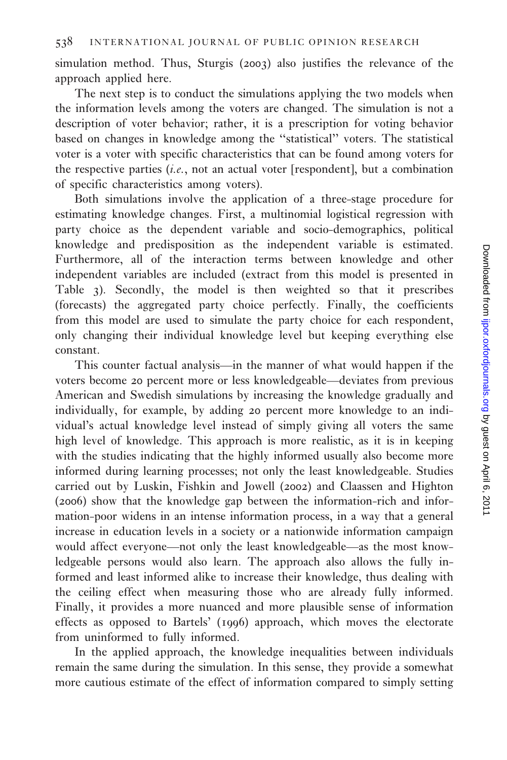simulation method. Thus, Sturgis (2003) also justifies the relevance of the approach applied here.

The next step is to conduct the simulations applying the two models when the information levels among the voters are changed. The simulation is not a description of voter behavior; rather, it is a prescription for voting behavior based on changes in knowledge among the "statistical" voters. The statistical voter is a voter with specific characteristics that can be found among voters for the respective parties (*i.e.*, not an actual voter [respondent], but a combination of specific characteristics among voters).

Both simulations involve the application of a three-stage procedure for estimating knowledge changes. First, a multinomial logistical regression with party choice as the dependent variable and socio-demographics, political knowledge and predisposition as the independent variable is estimated. Furthermore, all of the interaction terms between knowledge and other independent variables are included (extract from this model is presented in Table 3). Secondly, the model is then weighted so that it prescribes (forecasts) the aggregated party choice perfectly. Finally, the coefficients from this model are used to simulate the party choice for each respondent, only changing their individual knowledge level but keeping everything else constant.

This counter factual analysis—in the manner of what would happen if the voters become 20 percent more or less knowledgeable—deviates from previous American and Swedish simulations by increasing the knowledge gradually and individually, for example, by adding 20 percent more knowledge to an individual's actual knowledge level instead of simply giving all voters the same high level of knowledge. This approach is more realistic, as it is in keeping with the studies indicating that the highly informed usually also become more informed during learning processes; not only the least knowledgeable. Studies carried out by Luskin, Fishkin and Jowell (2002) and Claassen and Highton (2006) show that the knowledge gap between the information-rich and information-poor widens in an intense information process, in a way that a general increase in education levels in a society or a nationwide information campaign would affect everyone—not only the least knowledgeable—as the most knowledgeable persons would also learn. The approach also allows the fully informed and least informed alike to increase their knowledge, thus dealing with the ceiling effect when measuring those who are already fully informed. Finally, it provides a more nuanced and more plausible sense of information effects as opposed to Bartels' (1996) approach, which moves the electorate from uninformed to fully informed.

In the applied approach, the knowledge inequalities between individuals remain the same during the simulation. In this sense, they provide a somewhat more cautious estimate of the effect of information compared to simply setting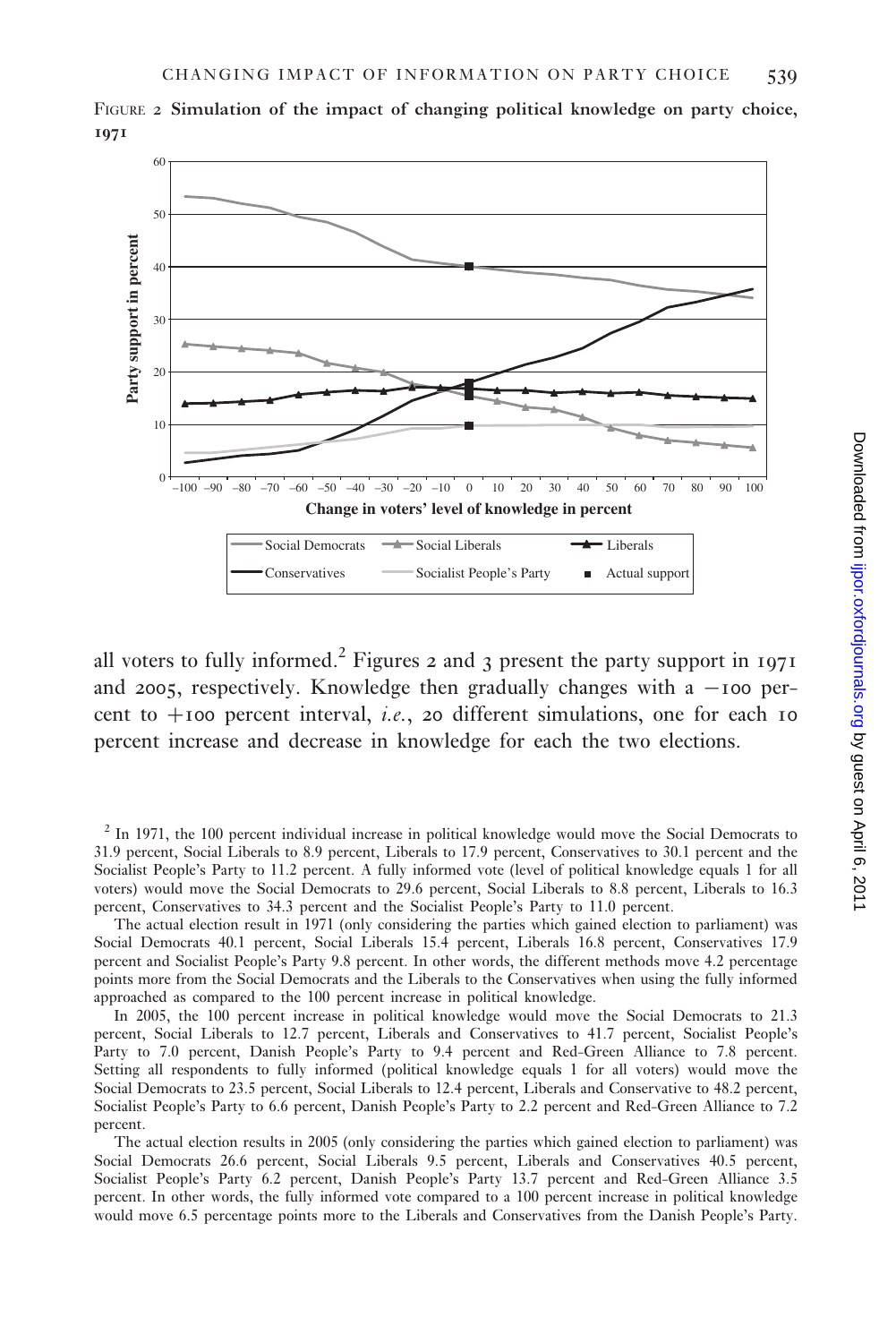FIGURE 2 **Simulation of the impact of changing political knowledge on party choice, 1971**

all voters to fully informed.[2] Figures 2 and 3 present the party support in 1971 and 2005, respectively. Knowledge then gradually changes with a −100 percent to +100 percent interval, *i.e.*, 20 different simulations, one for each 10 percent increase and decrease in knowledge for each the two elections.

[2] In 1971, the 100 percent individual increase in political knowledge would move the Social Democrats to 31.9 percent, Social Liberals to 8.9 percent, Liberals to 17.9 percent, Conservatives to 30.1 percent and the Socialist People's Party to 11.2 percent. A fully informed vote (level of political knowledge equals 1 for all voters) would move the Social Democrats to 29.6 percent, Social Liberals to 8.8 percent, Liberals to 16.3 percent, Conservatives to 34.3 percent and the Socialist People's Party to 11.0 percent.

The actual election result in 1971 (only considering the parties which gained election to parliament) was Social Democrats 40.1 percent, Social Liberals 15.4 percent, Liberals 16.8 percent, Conservatives 17.9 percent and Socialist People's Party 9.8 percent. In other words, the different methods move 4.2 percentage points more from the Social Democrats and the Liberals to the Conservatives when using the fully informed approached as compared to the 100 percent increase in political knowledge.

In 2005, the 100 percent increase in political knowledge would move the Social Democrats to 21.3 percent, Social Liberals to 12.7 percent, Liberals and Conservatives to 41.7 percent, Socialist People's Party to 7.0 percent, Danish People's Party to 9.4 percent and Red-Green Alliance to 7.8 percent. Setting all respondents to fully informed (political knowledge equals 1 for all voters) would move the Social Democrats to 23.5 percent, Social Liberals to 12.4 percent, Liberals and Conservative to 48.2 percent, Socialist People's Party to 6.6 percent, Danish People's Party to 2.2 percent and Red-Green Alliance to 7.2 percent.

The actual election results in 2005 (only considering the parties which gained election to parliament) was Social Democrats 26.6 percent, Social Liberals 9.5 percent, Liberals and Conservatives 40.5 percent, Socialist People's Party 6.2 percent, Danish People's Party 13.7 percent and Red-Green Alliance 3.5 percent. In other words, the fully informed vote compared to a 100 percent increase in political knowledge would move 6.5 percentage points more to the Liberals and Conservatives from the Danish People's Party.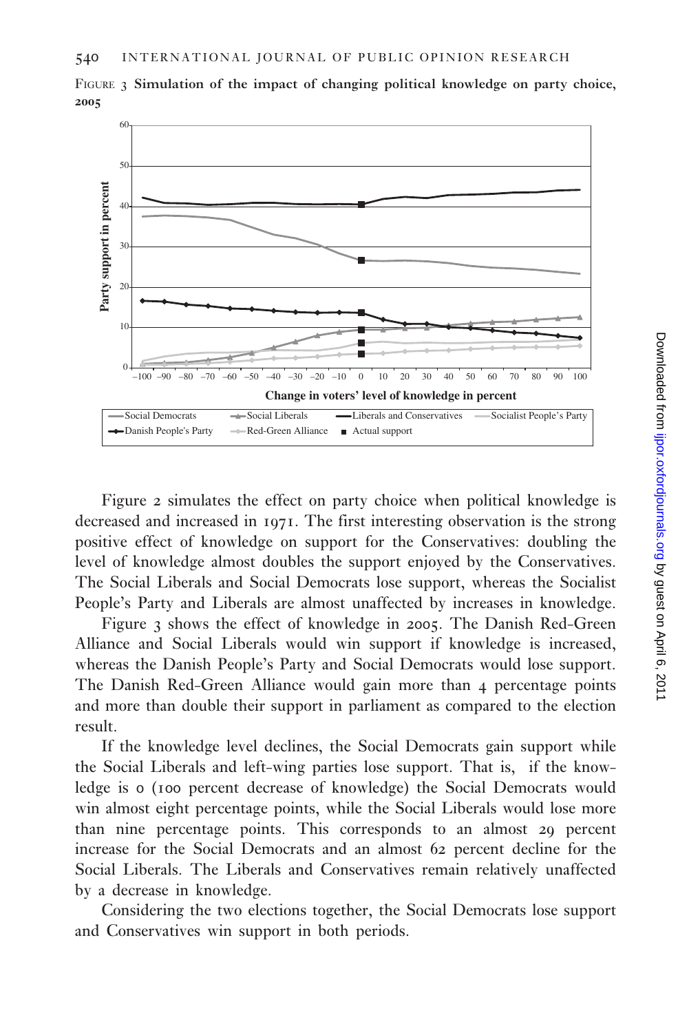FIGURE 3 **Simulation of the impact of changing political knowledge on party choice, 2005**

Figure 2 simulates the effect on party choice when political knowledge is decreased and increased in 1971. The first interesting observation is the strong positive effect of knowledge on support for the Conservatives: doubling the level of knowledge almost doubles the support enjoyed by the Conservatives. The Social Liberals and Social Democrats lose support, whereas the Socialist People's Party and Liberals are almost unaffected by increases in knowledge.

Figure 3 shows the effect of knowledge in 2005. The Danish Red-Green Alliance and Social Liberals would win support if knowledge is increased, whereas the Danish People's Party and Social Democrats would lose support. The Danish Red-Green Alliance would gain more than 4 percentage points and more than double their support in parliament as compared to the election result.

If the knowledge level declines, the Social Democrats gain support while the Social Liberals and left-wing parties lose support. That is, if the knowledge is 0 (100 percent decrease of knowledge) the Social Democrats would win almost eight percentage points, while the Social Liberals would lose more than nine percentage points. This corresponds to an almost 29 percent increase for the Social Democrats and an almost 62 percent decline for the Social Liberals. The Liberals and Conservatives remain relatively unaffected by a decrease in knowledge.

Considering the two elections together, the Social Democrats lose support and Conservatives win support in both periods.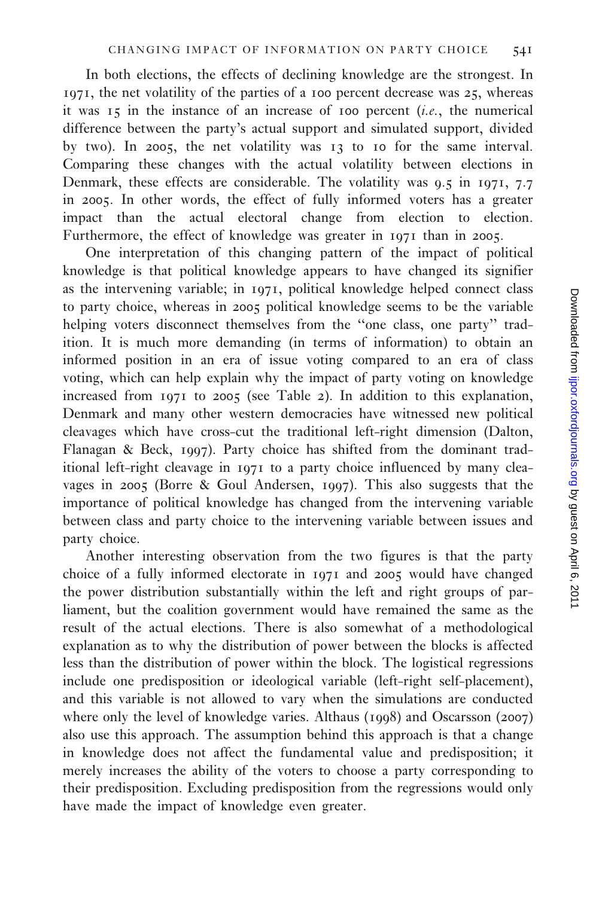In both elections, the effects of declining knowledge are the strongest. In 1971, the net volatility of the parties of a 100 percent decrease was 25, whereas it was 15 in the instance of an increase of 100 percent (*i.e.*, the numerical difference between the party's actual support and simulated support, divided by two). In 2005, the net volatility was 13 to 10 for the same interval. Comparing these changes with the actual volatility between elections in Denmark, these effects are considerable. The volatility was 9.5 in 1971, 7.7 in 2005. In other words, the effect of fully informed voters has a greater impact than the actual electoral change from election to election. Furthermore, the effect of knowledge was greater in 1971 than in 2005.

One interpretation of this changing pattern of the impact of political knowledge is that political knowledge appears to have changed its signifier as the intervening variable; in 1971, political knowledge helped connect class to party choice, whereas in 2005 political knowledge seems to be the variable helping voters disconnect themselves from the "one class, one party" tradition. It is much more demanding (in terms of information) to obtain an informed position in an era of issue voting compared to an era of class voting, which can help explain why the impact of party voting on knowledge increased from 1971 to 2005 (see Table 2). In addition to this explanation, Denmark and many other western democracies have witnessed new political cleavages which have cross-cut the traditional left-right dimension (Dalton, Flanagan & Beck, 1997). Party choice has shifted from the dominant traditional left-right cleavage in 1971 to a party choice influenced by many cleavages in 2005 (Borre & Goul Andersen, 1997). This also suggests that the importance of political knowledge has changed from the intervening variable between class and party choice to the intervening variable between issues and party choice.

Another interesting observation from the two figures is that the party choice of a fully informed electorate in 1971 and 2005 would have changed the power distribution substantially within the left and right groups of parliament, but the coalition government would have remained the same as the result of the actual elections. There is also somewhat of a methodological explanation as to why the distribution of power between the blocks is affected less than the distribution of power within the block. The logistical regressions include one predisposition or ideological variable (left-right self-placement), and this variable is not allowed to vary when the simulations are conducted where only the level of knowledge varies. Althaus (1998) and Oscarsson (2007) also use this approach. The assumption behind this approach is that a change in knowledge does not affect the fundamental value and predisposition; it merely increases the ability of the voters to choose a party corresponding to their predisposition. Excluding predisposition from the regressions would only have made the impact of knowledge even greater.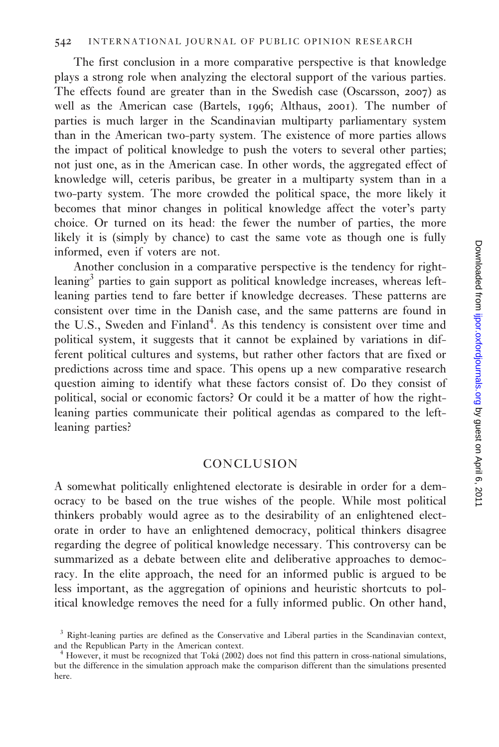The first conclusion in a more comparative perspective is that knowledge plays a strong role when analyzing the electoral support of the various parties. The effects found are greater than in the Swedish case (Oscarsson, 2007) as well as the American case (Bartels, 1996; Althaus, 2001). The number of parties is much larger in the Scandinavian multiparty parliamentary system than in the American two-party system. The existence of more parties allows the impact of political knowledge to push the voters to several other parties; not just one, as in the American case. In other words, the aggregated effect of knowledge will, ceteris paribus, be greater in a multiparty system than in a two-party system. The more crowded the political space, the more likely it becomes that minor changes in political knowledge affect the voter's party choice. Or turned on its head: the fewer the number of parties, the more likely it is (simply by chance) to cast the same vote as though one is fully informed, even if voters are not.

Another conclusion in a comparative perspective is the tendency for right-leaning[3] parties to gain support as political knowledge increases, whereas left-leaning parties tend to fare better if knowledge decreases. These patterns are consistent over time in the Danish case, and the same patterns are found in the U.S., Sweden and Finland[4]. As this tendency is consistent over time and political system, it suggests that it cannot be explained by variations in different political cultures and systems, but rather other factors that are fixed or predictions across time and space. This opens up a new comparative research question aiming to identify what these factors consist of. Do they consist of political, social or economic factors? Or could it be a matter of how the right-leaning parties communicate their political agendas as compared to the left-leaning parties?

## CONCLUSION

A somewhat politically enlightened electorate is desirable in order for a democracy to be based on the true wishes of the people. While most political thinkers probably would agree as to the desirability of an enlightened electorate in order to have an enlightened democracy, political thinkers disagree regarding the degree of political knowledge necessary. This controversy can be summarized as a debate between elite and deliberative approaches to democracy. In the elite approach, the need for an informed public is argued to be less important, as the aggregation of opinions and heuristic shortcuts to political knowledge removes the need for a fully informed public. On other hand,

[3] Right-leaning parties are defined as the Conservative and Liberal parties in the Scandinavian context, and the Republican Party in the American context.

[4] However, it must be recognized that Toká (2002) does not find this pattern in cross-national simulations, but the difference in the simulation approach make the comparison different than the simulations presented here.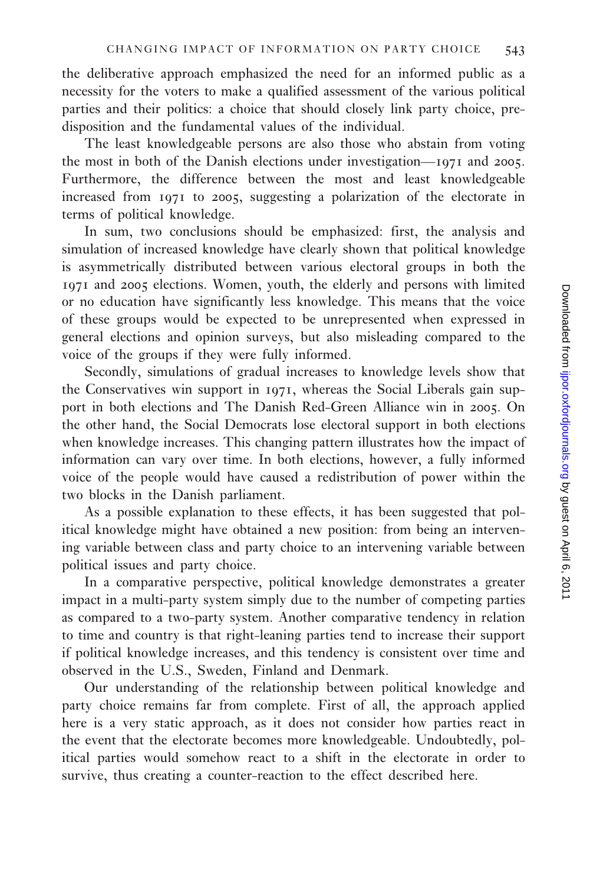the deliberative approach emphasized the need for an informed public as a necessity for the voters to make a qualified assessment of the various political parties and their politics: a choice that should closely link party choice, predisposition and the fundamental values of the individual.

The least knowledgeable persons are also those who abstain from voting the most in both of the Danish elections under investigation—1971 and 2005. Furthermore, the difference between the most and least knowledgeable increased from 1971 to 2005, suggesting a polarization of the electorate in terms of political knowledge.

In sum, two conclusions should be emphasized: first, the analysis and simulation of increased knowledge have clearly shown that political knowledge is asymmetrically distributed between various electoral groups in both the 1971 and 2005 elections. Women, youth, the elderly and persons with limited or no education have significantly less knowledge. This means that the voice of these groups would be expected to be unrepresented when expressed in general elections and opinion surveys, but also misleading compared to the voice of the groups if they were fully informed.

Secondly, simulations of gradual increases to knowledge levels show that the Conservatives win support in 1971, whereas the Social Liberals gain support in both elections and The Danish Red-Green Alliance win in 2005. On the other hand, the Social Democrats lose electoral support in both elections when knowledge increases. This changing pattern illustrates how the impact of information can vary over time. In both elections, however, a fully informed voice of the people would have caused a redistribution of power within the two blocks in the Danish parliament.

As a possible explanation to these effects, it has been suggested that political knowledge might have obtained a new position: from being an intervening variable between class and party choice to an intervening variable between political issues and party choice.

In a comparative perspective, political knowledge demonstrates a greater impact in a multi-party system simply due to the number of competing parties as compared to a two-party system. Another comparative tendency in relation to time and country is that right-leaning parties tend to increase their support if political knowledge increases, and this tendency is consistent over time and observed in the U.S., Sweden, Finland and Denmark.

Our understanding of the relationship between political knowledge and party choice remains far from complete. First of all, the approach applied here is a very static approach, as it does not consider how parties react in the event that the electorate becomes more knowledgeable. Undoubtedly, political parties would somehow react to a shift in the electorate in order to survive, thus creating a counter-reaction to the effect described here.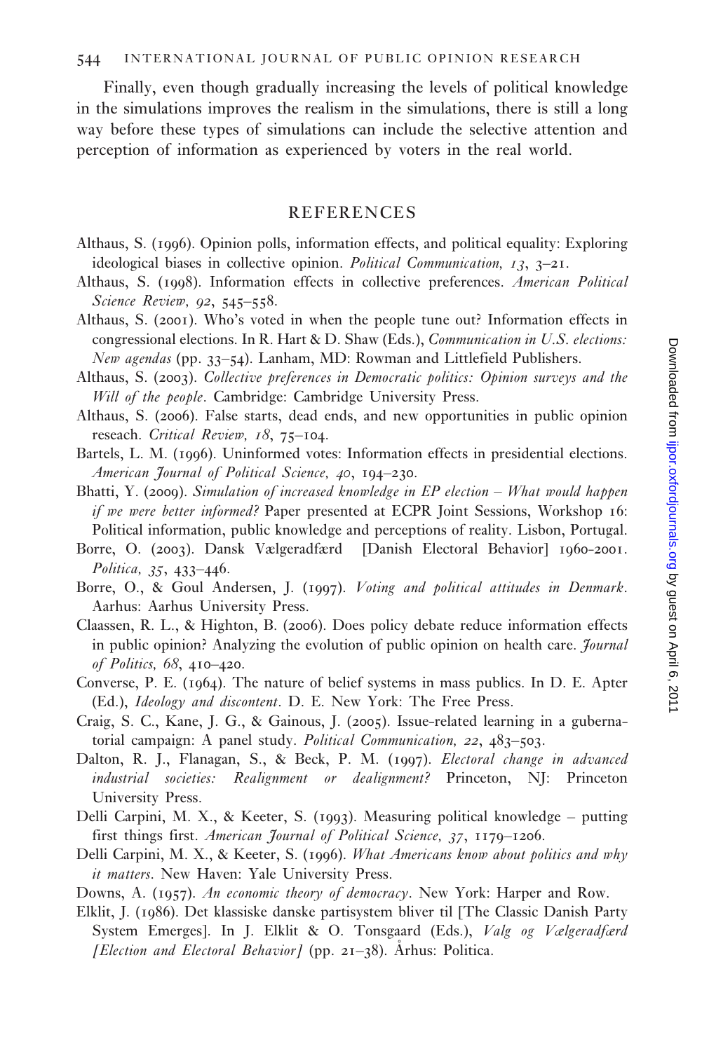Finally, even though gradually increasing the levels of political knowledge in the simulations improves the realism in the simulations, there is still a long way before these types of simulations can include the selective attention and perception of information as experienced by voters in the real world.

## REFERENCES

Althaus, S. (1996). Opinion polls, information effects, and political equality: Exploring ideological biases in collective opinion. *Political Communication, 13*, 3–21.

Althaus, S. (1998). Information effects in collective preferences. *American Political Science Review, 92*, 545–558.

Althaus, S. (2001). Who's voted in when the people tune out? Information effects in congressional elections. In R. Hart & D. Shaw (Eds.), *Communication in U.S. elections: New agendas* (pp. 33–54). Lanham, MD: Rowman and Littlefield Publishers.

Althaus, S. (2003). *Collective preferences in Democratic politics: Opinion surveys and the Will of the people*. Cambridge: Cambridge University Press.

Althaus, S. (2006). False starts, dead ends, and new opportunities in public opinion reseach. *Critical Review, 18*, 75–104.

Bartels, L. M. (1996). Uninformed votes: Information effects in presidential elections. *American Journal of Political Science, 40*, 194–230.

Bhatti, Y. (2009). *Simulation of increased knowledge in EP election – What would happen if we were better informed?* Paper presented at ECPR Joint Sessions, Workshop 16: Political information, public knowledge and perceptions of reality. Lisbon, Portugal.

Borre, O. (2003). Dansk Vælgeradfærd [Danish Electoral Behavior] 1960-2001. *Politica, 35*, 433–446.

Borre, O., & Goul Andersen, J. (1997). *Voting and political attitudes in Denmark*. Aarhus: Aarhus University Press.

Claassen, R. L., & Highton, B. (2006). Does policy debate reduce information effects in public opinion? Analyzing the evolution of public opinion on health care. *Journal of Politics, 68*, 410–420.

Converse, P. E. (1964). The nature of belief systems in mass publics. In D. E. Apter (Ed.), *Ideology and discontent*. D. E. New York: The Free Press.

Craig, S. C., Kane, J. G., & Gainous, J. (2005). Issue-related learning in a gubernatorial campaign: A panel study. *Political Communication, 22*, 483–503.

Dalton, R. J., Flanagan, S., & Beck, P. M. (1997). *Electoral change in advanced industrial societies: Realignment or dealignment?* Princeton, NJ: Princeton University Press.

Delli Carpini, M. X., & Keeter, S. (1993). Measuring political knowledge – putting first things first. *American Journal of Political Science, 37*, 1179–1206.

Delli Carpini, M. X., & Keeter, S. (1996). *What Americans know about politics and why it matters*. New Haven: Yale University Press.

Downs, A. (1957). *An economic theory of democracy*. New York: Harper and Row.

Elklit, J. (1986). Det klassiske danske partisystem bliver til [The Classic Danish Party System Emerges]. In J. Elklit & O. Tonsgaard (Eds.), *Valg og Vælgeradfærd [Election and Electoral Behavior]* (pp. 21–38). Århus: Politica.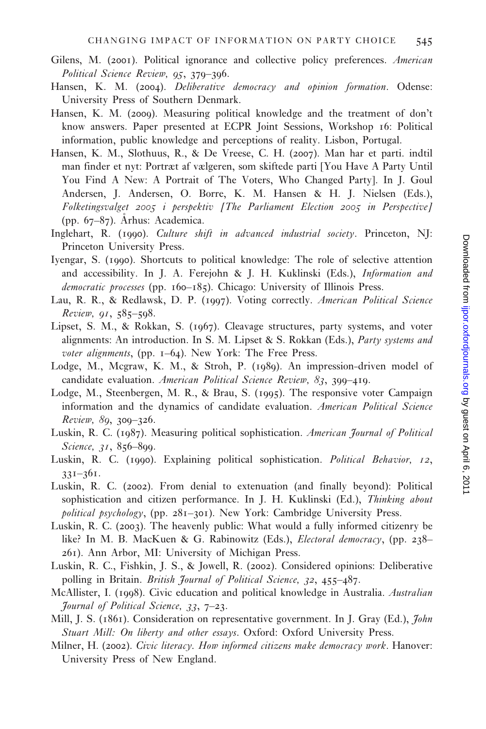Gilens, M. (2001). Political ignorance and collective policy preferences. *American Political Science Review, 95*, 379–396.

Hansen, K. M. (2004). *Deliberative democracy and opinion formation*. Odense: University Press of Southern Denmark.

Hansen, K. M. (2009). Measuring political knowledge and the treatment of don't know answers. Paper presented at ECPR Joint Sessions, Workshop 16: Political information, public knowledge and perceptions of reality. Lisbon, Portugal.

Hansen, K. M., Slothuus, R., & De Vreese, C. H. (2007). Man har et parti. indtil man finder et nyt: Portræt af vælgeren, som skiftede parti [You Have A Party Until You Find A New: A Portrait of The Voters, Who Changed Party]. In J. Goul Andersen, J. Andersen, O. Borre, K. M. Hansen & H. J. Nielsen (Eds.), *Folketingsvalget 2005 i perspektiv [The Parliament Election 2005 in Perspective]* (pp. 67–87). Århus: Academica.

Inglehart, R. (1990). *Culture shift in advanced industrial society*. Princeton, NJ: Princeton University Press.

Iyengar, S. (1990). Shortcuts to political knowledge: The role of selective attention and accessibility. In J. A. Ferejohn & J. H. Kuklinski (Eds.), *Information and democratic processes* (pp. 160–185). Chicago: University of Illinois Press.

Lau, R. R., & Redlawsk, D. P. (1997). Voting correctly. *American Political Science Review, 91*, 585–598.

Lipset, S. M., & Rokkan, S. (1967). Cleavage structures, party systems, and voter alignments: An introduction. In S. M. Lipset & S. Rokkan (Eds.), *Party systems and voter alignments*, (pp. 1–64). New York: The Free Press.

Lodge, M., Mcgraw, K. M., & Stroh, P. (1989). An impression-driven model of candidate evaluation. *American Political Science Review, 83*, 399–419.

Lodge, M., Steenbergen, M. R., & Brau, S. (1995). The responsive voter Campaign information and the dynamics of candidate evaluation. *American Political Science Review, 89*, 309–326.

Luskin, R. C. (1987). Measuring political sophistication. *American Journal of Political Science, 31*, 856–899.

Luskin, R. C. (1990). Explaining political sophistication. *Political Behavior, 12*, 331–361.

Luskin, R. C. (2002). From denial to extenuation (and finally beyond): Political sophistication and citizen performance. In J. H. Kuklinski (Ed.), *Thinking about political psychology*, (pp. 281–301). New York: Cambridge University Press.

Luskin, R. C. (2003). The heavenly public: What would a fully informed citizenry be like? In M. B. MacKuen & G. Rabinowitz (Eds.), *Electoral democracy*, (pp. 238–261). Ann Arbor, MI: University of Michigan Press.

Luskin, R. C., Fishkin, J. S., & Jowell, R. (2002). Considered opinions: Deliberative polling in Britain. *British Journal of Political Science, 32*, 455–487.

McAllister, I. (1998). Civic education and political knowledge in Australia. *Australian Journal of Political Science, 33*, 7–23.

Mill, J. S. (1861). Consideration on representative government. In J. Gray (Ed.), *John Stuart Mill: On liberty and other essays*. Oxford: Oxford University Press.

Milner, H. (2002). *Civic literacy. How informed citizens make democracy work*. Hanover: University Press of New England.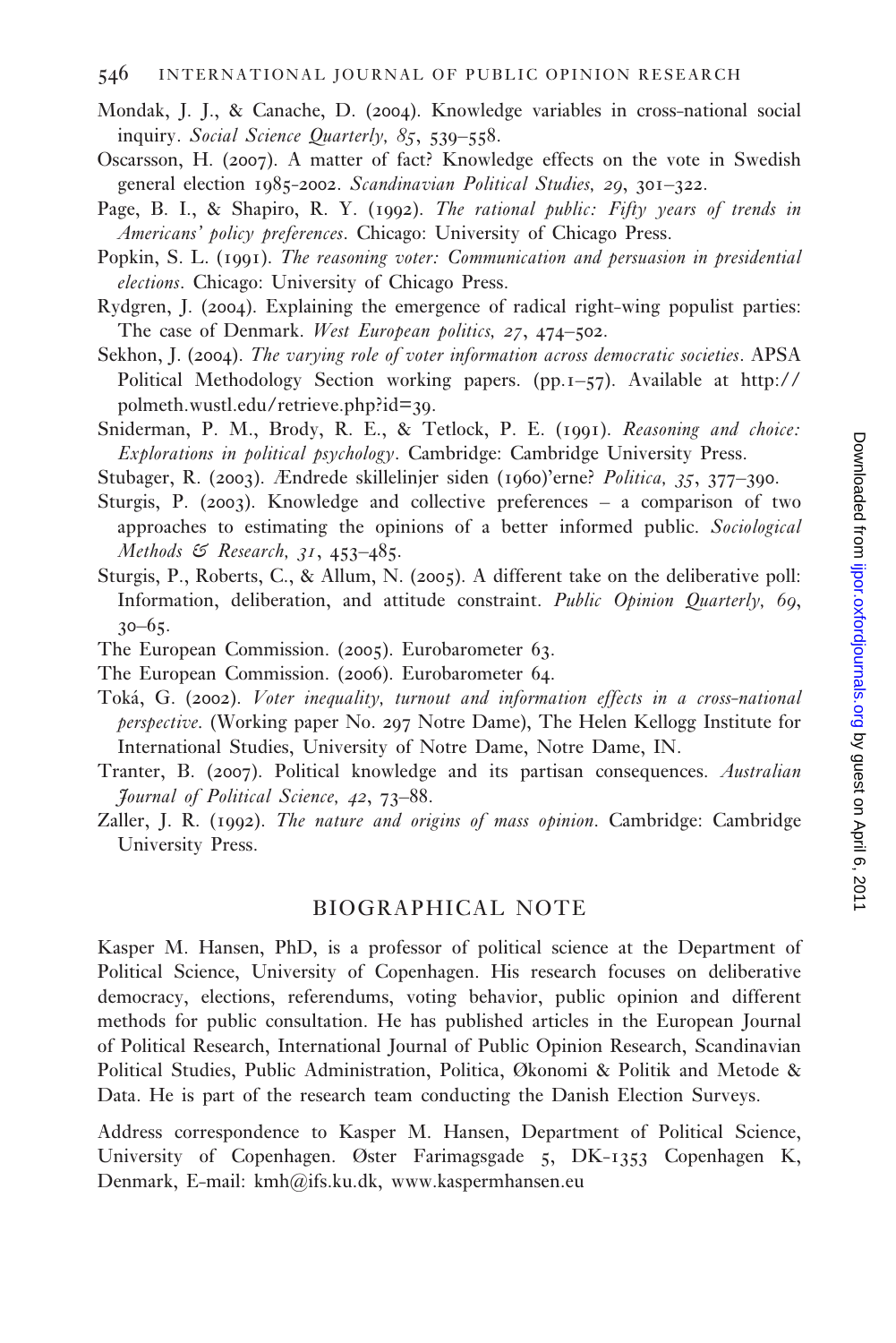Mondak, J. J., & Canache, D. (2004). Knowledge variables in cross-national social inquiry. *Social Science Quarterly, 85*, 539–558.

Oscarsson, H. (2007). A matter of fact? Knowledge effects on the vote in Swedish general election 1985-2002. *Scandinavian Political Studies, 29*, 301–322.

Page, B. I., & Shapiro, R. Y. (1992). *The rational public: Fifty years of trends in Americans' policy preferences*. Chicago: University of Chicago Press.

Popkin, S. L. (1991). *The reasoning voter: Communication and persuasion in presidential elections*. Chicago: University of Chicago Press.

Rydgren, J. (2004). Explaining the emergence of radical right-wing populist parties: The case of Denmark. *West European politics, 27*, 474–502.

Sekhon, J. (2004). *The varying role of voter information across democratic societies*. APSA Political Methodology Section working papers. (pp.1–57). Available at http://polmeth.wustl.edu/retrieve.php?id=39.

Sniderman, P. M., Brody, R. E., & Tetlock, P. E. (1991). *Reasoning and choice: Explorations in political psychology*. Cambridge: Cambridge University Press.

Stubager, R. (2003). Ændrede skillelinjer siden (1960)'erne? *Politica, 35*, 377–390.

Sturgis, P. (2003). Knowledge and collective preferences – a comparison of two approaches to estimating the opinions of a better informed public. *Sociological Methods & Research, 31*, 453–485.

Sturgis, P., Roberts, C., & Allum, N. (2005). A different take on the deliberative poll: Information, deliberation, and attitude constraint. *Public Opinion Quarterly, 69*, 30–65.

The European Commission. (2005). Eurobarometer 63.

The European Commission. (2006). Eurobarometer 64.

Toká, G. (2002). *Voter inequality, turnout and information effects in a cross-national perspective*. (Working paper No. 297 Notre Dame), The Helen Kellogg Institute for International Studies, University of Notre Dame, Notre Dame, IN.

Tranter, B. (2007). Political knowledge and its partisan consequences. *Australian Journal of Political Science, 42*, 73–88.

Zaller, J. R. (1992). *The nature and origins of mass opinion*. Cambridge: Cambridge University Press.

## BIOGRAPHICAL NOTE

Kasper M. Hansen, PhD, is a professor of political science at the Department of Political Science, University of Copenhagen. His research focuses on deliberative democracy, elections, referendums, voting behavior, public opinion and different methods for public consultation. He has published articles in the European Journal of Political Research, International Journal of Public Opinion Research, Scandinavian Political Studies, Public Administration, Politica, Økonomi & Politik and Metode & Data. He is part of the research team conducting the Danish Election Surveys.

Address correspondence to Kasper M. Hansen, Department of Political Science, University of Copenhagen. Øster Farimagsgade 5, DK-1353 Copenhagen K, Denmark, E-mail: kmh@ifs.ku.dk, www.kaspermhansen.eu